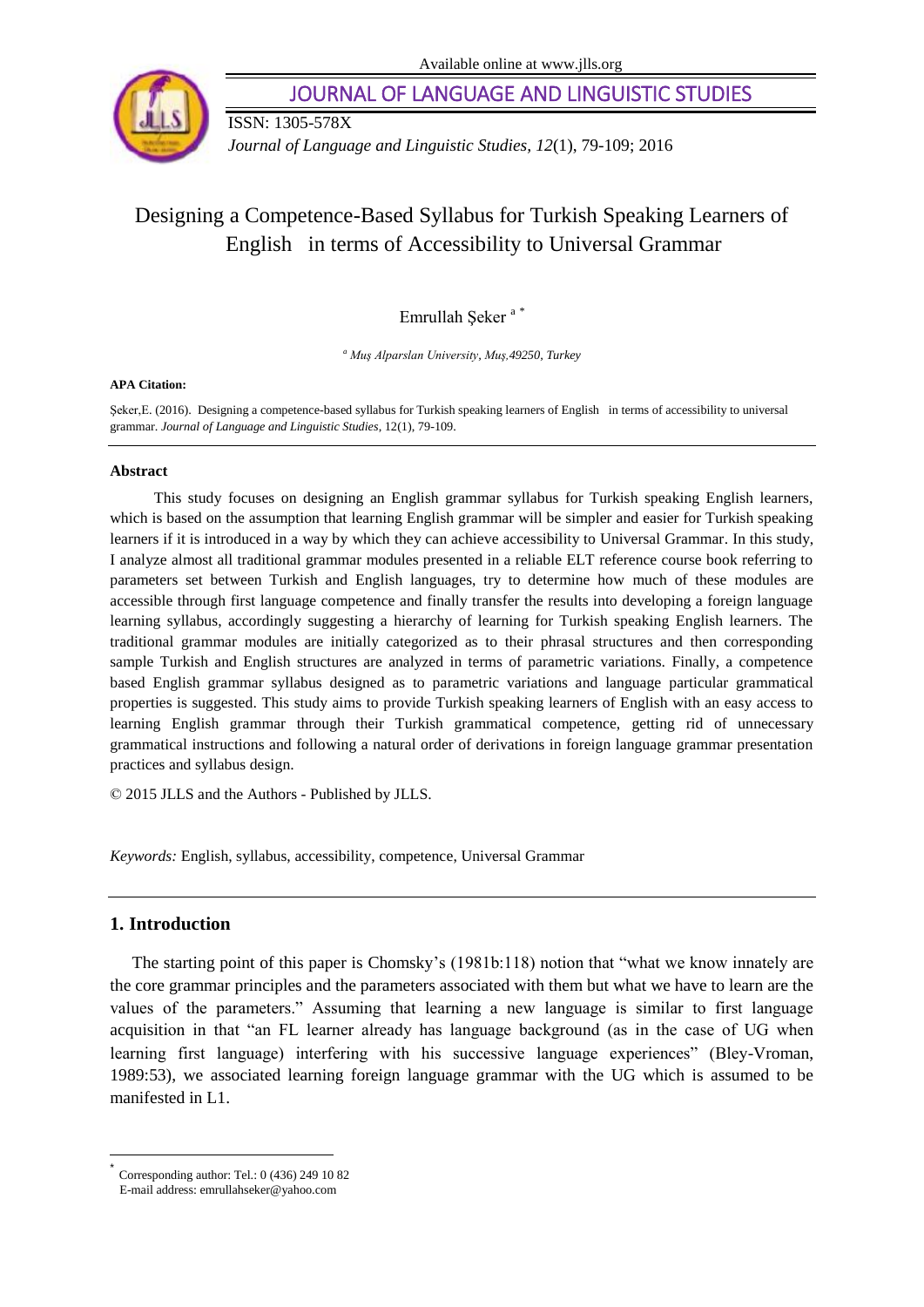Available online at www.jlls.org

# JOURNAL OF LANGUAGE AND LINGUISTIC STUDIES

ISSN: 1305-578X

*Journal of Language and Linguistic Studies, 12*(1), 79-109; 2016

# Designing a Competence-Based Syllabus for Turkish Speaking Learners of English in terms of Accessibility to Universal Grammar

Emrullah Şeker [a] [*]

[a] *Muş Alparslan University, Muş,49250, Turkey*

**APA Citation:**

Şeker,E. (2016). Designing a competence-based syllabus for Turkish speaking learners of English in terms of accessibility to universal grammar. *Journal of Language and Linguistic Studies*, 12(1), 79-109.

**Abstract**

This study focuses on designing an English grammar syllabus for Turkish speaking English learners, which is based on the assumption that learning English grammar will be simpler and easier for Turkish speaking learners if it is introduced in a way by which they can achieve accessibility to Universal Grammar. In this study, I analyze almost all traditional grammar modules presented in a reliable ELT reference course book referring to parameters set between Turkish and English languages, try to determine how much of these modules are accessible through first language competence and finally transfer the results into developing a foreign language learning syllabus, accordingly suggesting a hierarchy of learning for Turkish speaking English learners. The traditional grammar modules are initially categorized as to their phrasal structures and then corresponding sample Turkish and English structures are analyzed in terms of parametric variations. Finally, a competence based English grammar syllabus designed as to parametric variations and language particular grammatical properties is suggested. This study aims to provide Turkish speaking learners of English with an easy access to learning English grammar through their Turkish grammatical competence, getting rid of unnecessary grammatical instructions and following a natural order of derivations in foreign language grammar presentation practices and syllabus design.

© 2015 JLLS and the Authors - Published by JLLS.

*Keywords:* English, syllabus, accessibility, competence, Universal Grammar

## 1. Introduction

The starting point of this paper is Chomsky's (1981b:118) notion that "what we know innately are the core grammar principles and the parameters associated with them but what we have to learn are the values of the parameters." Assuming that learning a new language is similar to first language acquisition in that "an FL learner already has language background (as in the case of UG when learning first language) interfering with his successive language experiences" (Bley-Vroman, 1989:53), we associated learning foreign language grammar with the UG which is assumed to be manifested in L1.

[*] Corresponding author: Tel.: 0 (436) 249 10 82
E-mail address: emrullahseker@yahoo.com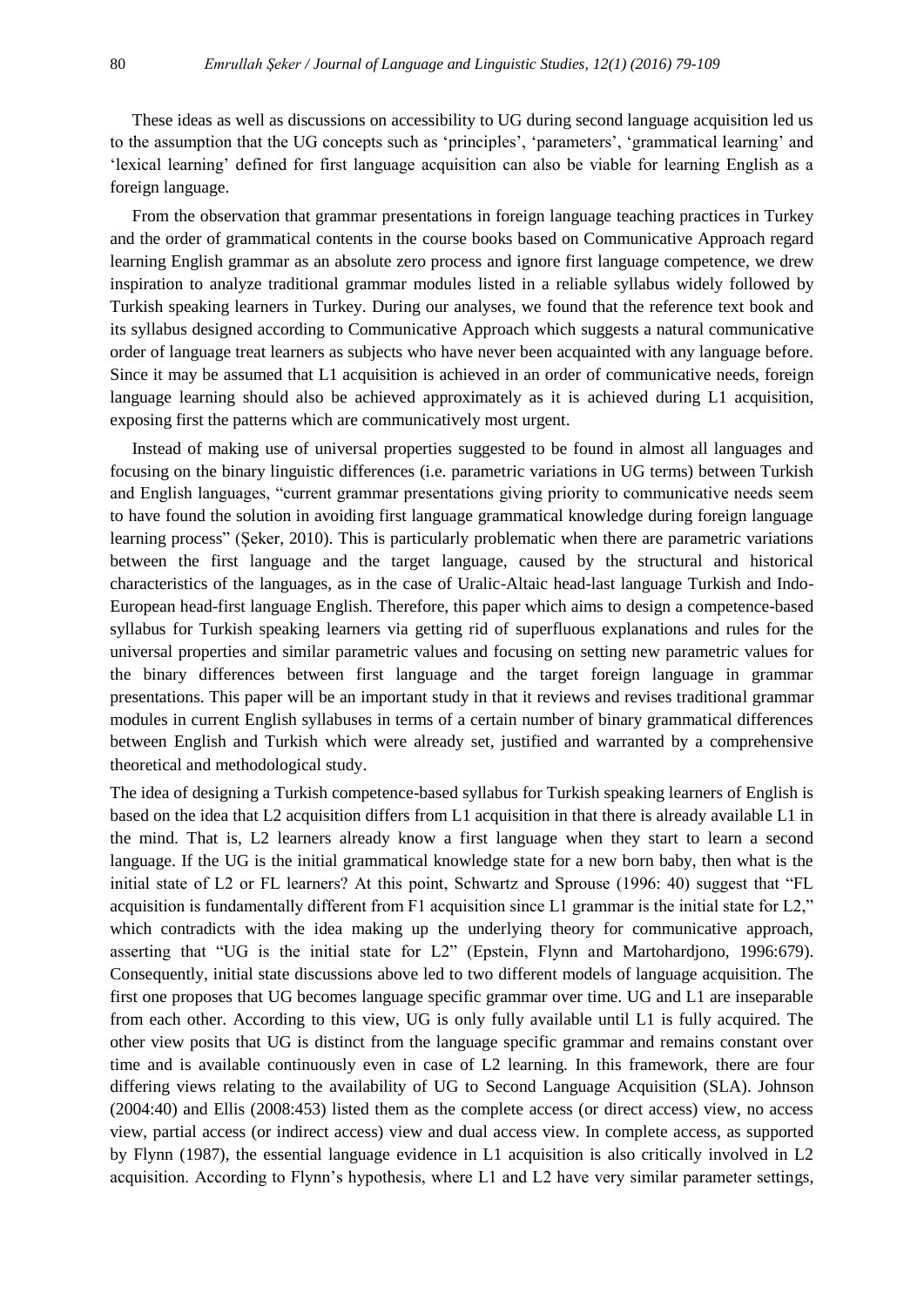These ideas as well as discussions on accessibility to UG during second language acquisition led us to the assumption that the UG concepts such as 'principles', 'parameters', 'grammatical learning' and 'lexical learning' defined for first language acquisition can also be viable for learning English as a foreign language.

From the observation that grammar presentations in foreign language teaching practices in Turkey and the order of grammatical contents in the course books based on Communicative Approach regard learning English grammar as an absolute zero process and ignore first language competence, we drew inspiration to analyze traditional grammar modules listed in a reliable syllabus widely followed by Turkish speaking learners in Turkey. During our analyses, we found that the reference text book and its syllabus designed according to Communicative Approach which suggests a natural communicative order of language treat learners as subjects who have never been acquainted with any language before. Since it may be assumed that L1 acquisition is achieved in an order of communicative needs, foreign language learning should also be achieved approximately as it is achieved during L1 acquisition, exposing first the patterns which are communicatively most urgent.

Instead of making use of universal properties suggested to be found in almost all languages and focusing on the binary linguistic differences (i.e. parametric variations in UG terms) between Turkish and English languages, "current grammar presentations giving priority to communicative needs seem to have found the solution in avoiding first language grammatical knowledge during foreign language learning process" (Şeker, 2010). This is particularly problematic when there are parametric variations between the first language and the target language, caused by the structural and historical characteristics of the languages, as in the case of Uralic-Altaic head-last language Turkish and Indo-European head-first language English. Therefore, this paper which aims to design a competence-based syllabus for Turkish speaking learners via getting rid of superfluous explanations and rules for the universal properties and similar parametric values and focusing on setting new parametric values for the binary differences between first language and the target foreign language in grammar presentations. This paper will be an important study in that it reviews and revises traditional grammar modules in current English syllabuses in terms of a certain number of binary grammatical differences between English and Turkish which were already set, justified and warranted by a comprehensive theoretical and methodological study.

The idea of designing a Turkish competence-based syllabus for Turkish speaking learners of English is based on the idea that L2 acquisition differs from L1 acquisition in that there is already available L1 in the mind. That is, L2 learners already know a first language when they start to learn a second language. If the UG is the initial grammatical knowledge state for a new born baby, then what is the initial state of L2 or FL learners? At this point, Schwartz and Sprouse (1996: 40) suggest that "FL acquisition is fundamentally different from F1 acquisition since L1 grammar is the initial state for L2," which contradicts with the idea making up the underlying theory for communicative approach, asserting that "UG is the initial state for L2" (Epstein, Flynn and Martohardjono, 1996:679). Consequently, initial state discussions above led to two different models of language acquisition. The first one proposes that UG becomes language specific grammar over time. UG and L1 are inseparable from each other. According to this view, UG is only fully available until L1 is fully acquired. The other view posits that UG is distinct from the language specific grammar and remains constant over time and is available continuously even in case of L2 learning. In this framework, there are four differing views relating to the availability of UG to Second Language Acquisition (SLA). Johnson (2004:40) and Ellis (2008:453) listed them as the complete access (or direct access) view, no access view, partial access (or indirect access) view and dual access view. In complete access, as supported by Flynn (1987), the essential language evidence in L1 acquisition is also critically involved in L2 acquisition. According to Flynn's hypothesis, where L1 and L2 have very similar parameter settings,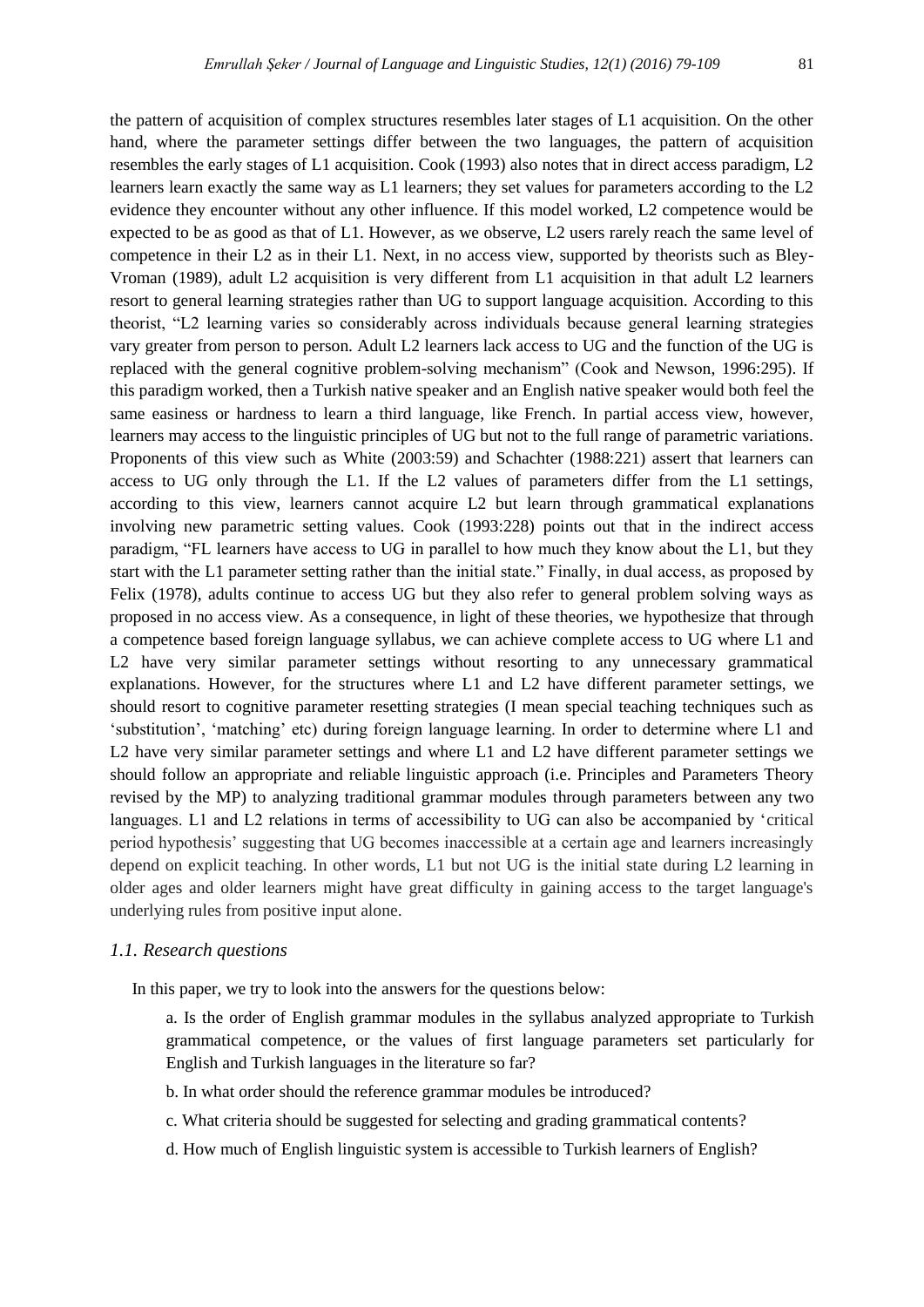the pattern of acquisition of complex structures resembles later stages of L1 acquisition. On the other hand, where the parameter settings differ between the two languages, the pattern of acquisition resembles the early stages of L1 acquisition. Cook (1993) also notes that in direct access paradigm, L2 learners learn exactly the same way as L1 learners; they set values for parameters according to the L2 evidence they encounter without any other influence. If this model worked, L2 competence would be expected to be as good as that of L1. However, as we observe, L2 users rarely reach the same level of competence in their L2 as in their L1. Next, in no access view, supported by theorists such as Bley-Vroman (1989), adult L2 acquisition is very different from L1 acquisition in that adult L2 learners resort to general learning strategies rather than UG to support language acquisition. According to this theorist, "L2 learning varies so considerably across individuals because general learning strategies vary greater from person to person. Adult L2 learners lack access to UG and the function of the UG is replaced with the general cognitive problem-solving mechanism" (Cook and Newson, 1996:295). If this paradigm worked, then a Turkish native speaker and an English native speaker would both feel the same easiness or hardness to learn a third language, like French. In partial access view, however, learners may access to the linguistic principles of UG but not to the full range of parametric variations. Proponents of this view such as White (2003:59) and Schachter (1988:221) assert that learners can access to UG only through the L1. If the L2 values of parameters differ from the L1 settings, according to this view, learners cannot acquire L2 but learn through grammatical explanations involving new parametric setting values. Cook (1993:228) points out that in the indirect access paradigm, "FL learners have access to UG in parallel to how much they know about the L1, but they start with the L1 parameter setting rather than the initial state." Finally, in dual access, as proposed by Felix (1978), adults continue to access UG but they also refer to general problem solving ways as proposed in no access view. As a consequence, in light of these theories, we hypothesize that through a competence based foreign language syllabus, we can achieve complete access to UG where L1 and L2 have very similar parameter settings without resorting to any unnecessary grammatical explanations. However, for the structures where L1 and L2 have different parameter settings, we should resort to cognitive parameter resetting strategies (I mean special teaching techniques such as 'substitution', 'matching' etc) during foreign language learning. In order to determine where L1 and L2 have very similar parameter settings and where L1 and L2 have different parameter settings we should follow an appropriate and reliable linguistic approach (i.e. Principles and Parameters Theory revised by the MP) to analyzing traditional grammar modules through parameters between any two languages. L1 and L2 relations in terms of accessibility to UG can also be accompanied by 'critical period hypothesis' suggesting that UG becomes inaccessible at a certain age and learners increasingly depend on explicit teaching. In other words, L1 but not UG is the initial state during L2 learning in older ages and older learners might have great difficulty in gaining access to the target language's underlying rules from positive input alone.

### *1.1. Research questions*

In this paper, we try to look into the answers for the questions below:

a. Is the order of English grammar modules in the syllabus analyzed appropriate to Turkish grammatical competence, or the values of first language parameters set particularly for English and Turkish languages in the literature so far?

b. In what order should the reference grammar modules be introduced?

c. What criteria should be suggested for selecting and grading grammatical contents?

d. How much of English linguistic system is accessible to Turkish learners of English?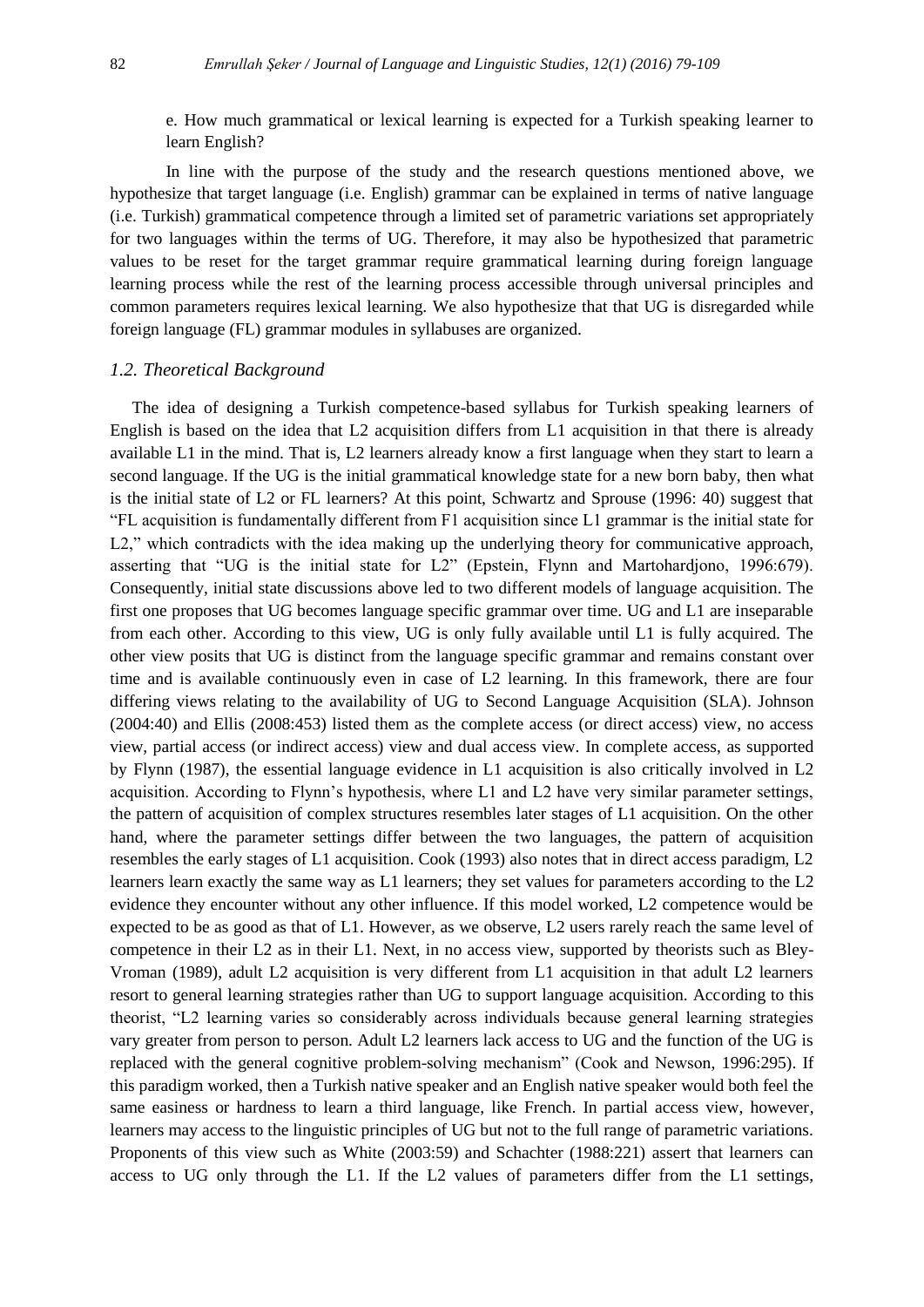e. How much grammatical or lexical learning is expected for a Turkish speaking learner to learn English?

In line with the purpose of the study and the research questions mentioned above, we hypothesize that target language (i.e. English) grammar can be explained in terms of native language (i.e. Turkish) grammatical competence through a limited set of parametric variations set appropriately for two languages within the terms of UG. Therefore, it may also be hypothesized that parametric values to be reset for the target grammar require grammatical learning during foreign language learning process while the rest of the learning process accessible through universal principles and common parameters requires lexical learning. We also hypothesize that that UG is disregarded while foreign language (FL) grammar modules in syllabuses are organized.

### *1.2. Theoretical Background*

The idea of designing a Turkish competence-based syllabus for Turkish speaking learners of English is based on the idea that L2 acquisition differs from L1 acquisition in that there is already available L1 in the mind. That is, L2 learners already know a first language when they start to learn a second language. If the UG is the initial grammatical knowledge state for a new born baby, then what is the initial state of L2 or FL learners? At this point, Schwartz and Sprouse (1996: 40) suggest that "FL acquisition is fundamentally different from F1 acquisition since L1 grammar is the initial state for L2," which contradicts with the idea making up the underlying theory for communicative approach, asserting that "UG is the initial state for L2" (Epstein, Flynn and Martohardjono, 1996:679). Consequently, initial state discussions above led to two different models of language acquisition. The first one proposes that UG becomes language specific grammar over time. UG and L1 are inseparable from each other. According to this view, UG is only fully available until L1 is fully acquired. The other view posits that UG is distinct from the language specific grammar and remains constant over time and is available continuously even in case of L2 learning. In this framework, there are four differing views relating to the availability of UG to Second Language Acquisition (SLA). Johnson (2004:40) and Ellis (2008:453) listed them as the complete access (or direct access) view, no access view, partial access (or indirect access) view and dual access view. In complete access, as supported by Flynn (1987), the essential language evidence in L1 acquisition is also critically involved in L2 acquisition. According to Flynn's hypothesis, where L1 and L2 have very similar parameter settings, the pattern of acquisition of complex structures resembles later stages of L1 acquisition. On the other hand, where the parameter settings differ between the two languages, the pattern of acquisition resembles the early stages of L1 acquisition. Cook (1993) also notes that in direct access paradigm, L2 learners learn exactly the same way as L1 learners; they set values for parameters according to the L2 evidence they encounter without any other influence. If this model worked, L2 competence would be expected to be as good as that of L1. However, as we observe, L2 users rarely reach the same level of competence in their L2 as in their L1. Next, in no access view, supported by theorists such as Bley-Vroman (1989), adult L2 acquisition is very different from L1 acquisition in that adult L2 learners resort to general learning strategies rather than UG to support language acquisition. According to this theorist, "L2 learning varies so considerably across individuals because general learning strategies vary greater from person to person. Adult L2 learners lack access to UG and the function of the UG is replaced with the general cognitive problem-solving mechanism" (Cook and Newson, 1996:295). If this paradigm worked, then a Turkish native speaker and an English native speaker would both feel the same easiness or hardness to learn a third language, like French. In partial access view, however, learners may access to the linguistic principles of UG but not to the full range of parametric variations. Proponents of this view such as White (2003:59) and Schachter (1988:221) assert that learners can access to UG only through the L1. If the L2 values of parameters differ from the L1 settings,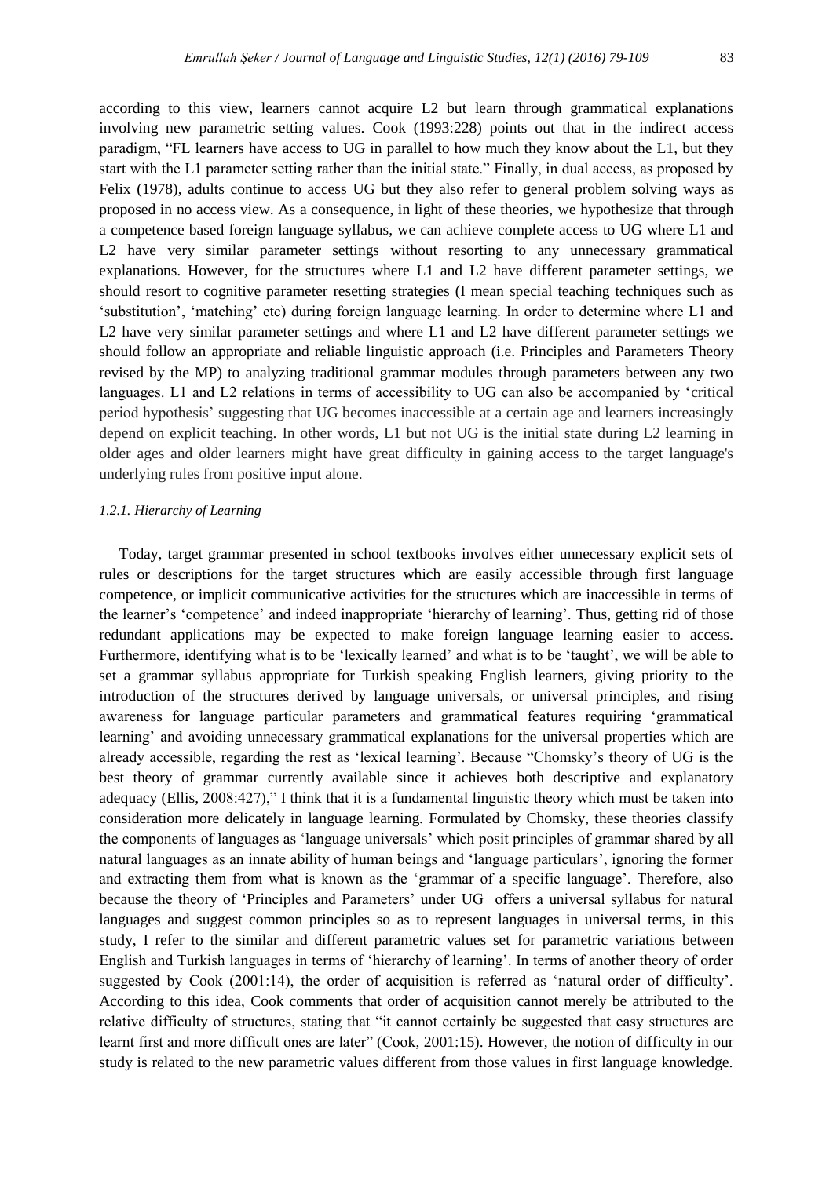according to this view, learners cannot acquire L2 but learn through grammatical explanations involving new parametric setting values. Cook (1993:228) points out that in the indirect access paradigm, "FL learners have access to UG in parallel to how much they know about the L1, but they start with the L1 parameter setting rather than the initial state." Finally, in dual access, as proposed by Felix (1978), adults continue to access UG but they also refer to general problem solving ways as proposed in no access view. As a consequence, in light of these theories, we hypothesize that through a competence based foreign language syllabus, we can achieve complete access to UG where L1 and L2 have very similar parameter settings without resorting to any unnecessary grammatical explanations. However, for the structures where L1 and L2 have different parameter settings, we should resort to cognitive parameter resetting strategies (I mean special teaching techniques such as 'substitution', 'matching' etc) during foreign language learning. In order to determine where L1 and L2 have very similar parameter settings and where L1 and L2 have different parameter settings we should follow an appropriate and reliable linguistic approach (i.e. Principles and Parameters Theory revised by the MP) to analyzing traditional grammar modules through parameters between any two languages. L1 and L2 relations in terms of accessibility to UG can also be accompanied by 'critical period hypothesis' suggesting that UG becomes inaccessible at a certain age and learners increasingly depend on explicit teaching. In other words, L1 but not UG is the initial state during L2 learning in older ages and older learners might have great difficulty in gaining access to the target language's underlying rules from positive input alone.

#### *1.2.1. Hierarchy of Learning*

Today, target grammar presented in school textbooks involves either unnecessary explicit sets of rules or descriptions for the target structures which are easily accessible through first language competence, or implicit communicative activities for the structures which are inaccessible in terms of the learner's 'competence' and indeed inappropriate 'hierarchy of learning'. Thus, getting rid of those redundant applications may be expected to make foreign language learning easier to access. Furthermore, identifying what is to be 'lexically learned' and what is to be 'taught', we will be able to set a grammar syllabus appropriate for Turkish speaking English learners, giving priority to the introduction of the structures derived by language universals, or universal principles, and rising awareness for language particular parameters and grammatical features requiring 'grammatical learning' and avoiding unnecessary grammatical explanations for the universal properties which are already accessible, regarding the rest as 'lexical learning'. Because "Chomsky's theory of UG is the best theory of grammar currently available since it achieves both descriptive and explanatory adequacy (Ellis, 2008:427)," I think that it is a fundamental linguistic theory which must be taken into consideration more delicately in language learning. Formulated by Chomsky, these theories classify the components of languages as 'language universals' which posit principles of grammar shared by all natural languages as an innate ability of human beings and 'language particulars', ignoring the former and extracting them from what is known as the 'grammar of a specific language'. Therefore, also because the theory of 'Principles and Parameters' under UG offers a universal syllabus for natural languages and suggest common principles so as to represent languages in universal terms, in this study, I refer to the similar and different parametric values set for parametric variations between English and Turkish languages in terms of 'hierarchy of learning'. In terms of another theory of order suggested by Cook (2001:14), the order of acquisition is referred as 'natural order of difficulty'. According to this idea, Cook comments that order of acquisition cannot merely be attributed to the relative difficulty of structures, stating that "it cannot certainly be suggested that easy structures are learnt first and more difficult ones are later" (Cook, 2001:15). However, the notion of difficulty in our study is related to the new parametric values different from those values in first language knowledge.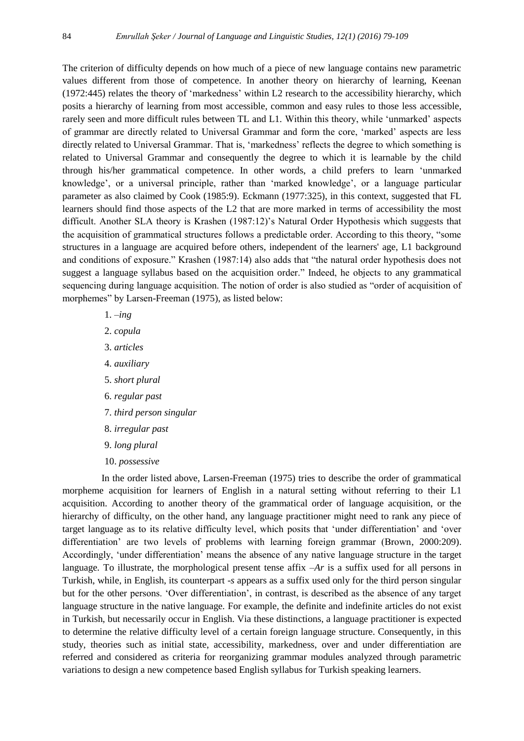The criterion of difficulty depends on how much of a piece of new language contains new parametric values different from those of competence. In another theory on hierarchy of learning, Keenan (1972:445) relates the theory of 'markedness' within L2 research to the accessibility hierarchy, which posits a hierarchy of learning from most accessible, common and easy rules to those less accessible, rarely seen and more difficult rules between TL and L1. Within this theory, while 'unmarked' aspects of grammar are directly related to Universal Grammar and form the core, 'marked' aspects are less directly related to Universal Grammar. That is, 'markedness' reflects the degree to which something is related to Universal Grammar and consequently the degree to which it is learnable by the child through his/her grammatical competence. In other words, a child prefers to learn 'unmarked knowledge', or a universal principle, rather than 'marked knowledge', or a language particular parameter as also claimed by Cook (1985:9). Eckmann (1977:325), in this context, suggested that FL learners should find those aspects of the L2 that are more marked in terms of accessibility the most difficult. Another SLA theory is Krashen (1987:12)'s Natural Order Hypothesis which suggests that the acquisition of grammatical structures follows a predictable order. According to this theory, "some structures in a language are acquired before others, independent of the learners' age, L1 background and conditions of exposure." Krashen (1987:14) also adds that "the natural order hypothesis does not suggest a language syllabus based on the acquisition order." Indeed, he objects to any grammatical sequencing during language acquisition. The notion of order is also studied as "order of acquisition of morphemes" by Larsen-Freeman (1975), as listed below:

1. *–ing*
2. *copula*
3. *articles*
4. *auxiliary*
5. *short plural*
6. *regular past*
7. *third person singular*
8. *irregular past*
9. *long plural*
10. *possessive*

In the order listed above, Larsen-Freeman (1975) tries to describe the order of grammatical morpheme acquisition for learners of English in a natural setting without referring to their L1 acquisition. According to another theory of the grammatical order of language acquisition, or the hierarchy of difficulty, on the other hand, any language practitioner might need to rank any piece of target language as to its relative difficulty level, which posits that 'under differentiation' and 'over differentiation' are two levels of problems with learning foreign grammar (Brown, 2000:209). Accordingly, 'under differentiation' means the absence of any native language structure in the target language. To illustrate, the morphological present tense affix *–Ar* is a suffix used for all persons in Turkish, while, in English, its counterpart *-s* appears as a suffix used only for the third person singular but for the other persons. 'Over differentiation', in contrast, is described as the absence of any target language structure in the native language. For example, the definite and indefinite articles do not exist in Turkish, but necessarily occur in English. Via these distinctions, a language practitioner is expected to determine the relative difficulty level of a certain foreign language structure. Consequently, in this study, theories such as initial state, accessibility, markedness, over and under differentiation are referred and considered as criteria for reorganizing grammar modules analyzed through parametric variations to design a new competence based English syllabus for Turkish speaking learners.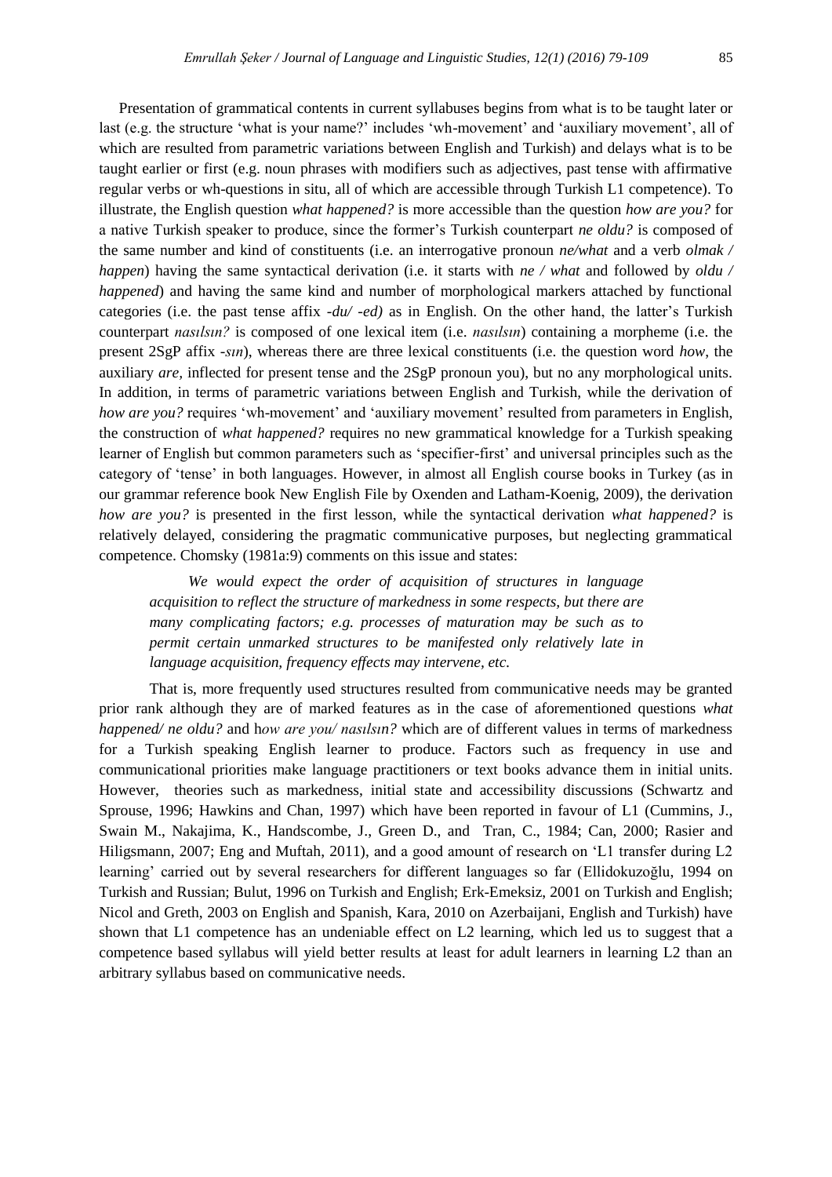Presentation of grammatical contents in current syllabuses begins from what is to be taught later or last (e.g. the structure 'what is your name?' includes 'wh-movement' and 'auxiliary movement', all of which are resulted from parametric variations between English and Turkish) and delays what is to be taught earlier or first (e.g. noun phrases with modifiers such as adjectives, past tense with affirmative regular verbs or wh-questions in situ, all of which are accessible through Turkish L1 competence). To illustrate, the English question *what happened?* is more accessible than the question *how are you?* for a native Turkish speaker to produce, since the former's Turkish counterpart *ne oldu?* is composed of the same number and kind of constituents (i.e. an interrogative pronoun *ne/what* and a verb *olmak / happen*) having the same syntactical derivation (i.e. it starts with *ne / what* and followed by *oldu / happened*) and having the same kind and number of morphological markers attached by functional categories (i.e. the past tense affix *-du/ -ed)* as in English. On the other hand, the latter's Turkish counterpart *nasılsın?* is composed of one lexical item (i.e. *nasılsın*) containing a morpheme (i.e. the present 2SgP affix *-sın*), whereas there are three lexical constituents (i.e. the question word *how*, the auxiliary *are,* inflected for present tense and the 2SgP pronoun you), but no any morphological units. In addition, in terms of parametric variations between English and Turkish, while the derivation of *how are you?* requires 'wh-movement' and 'auxiliary movement' resulted from parameters in English, the construction of *what happened?* requires no new grammatical knowledge for a Turkish speaking learner of English but common parameters such as 'specifier-first' and universal principles such as the category of 'tense' in both languages. However, in almost all English course books in Turkey (as in our grammar reference book New English File by Oxenden and Latham-Koenig, 2009), the derivation *how are you?* is presented in the first lesson, while the syntactical derivation *what happened?* is relatively delayed, considering the pragmatic communicative purposes, but neglecting grammatical competence. Chomsky (1981a:9) comments on this issue and states:

> *We would expect the order of acquisition of structures in language acquisition to reflect the structure of markedness in some respects, but there are many complicating factors; e.g. processes of maturation may be such as to permit certain unmarked structures to be manifested only relatively late in language acquisition, frequency effects may intervene, etc.*

That is, more frequently used structures resulted from communicative needs may be granted prior rank although they are of marked features as in the case of aforementioned questions *what happened/ ne oldu?* and h*ow are you/ nasılsın?* which are of different values in terms of markedness for a Turkish speaking English learner to produce. Factors such as frequency in use and communicational priorities make language practitioners or text books advance them in initial units. However, theories such as markedness, initial state and accessibility discussions (Schwartz and Sprouse, 1996; Hawkins and Chan, 1997) which have been reported in favour of L1 (Cummins, J., Swain M., Nakajima, K., Handscombe, J., Green D., and Tran, C., 1984; Can, 2000; Rasier and Hiligsmann, 2007; Eng and Muftah, 2011), and a good amount of research on 'L1 transfer during L2 learning' carried out by several researchers for different languages so far (Ellidokuzoğlu, 1994 on Turkish and Russian; Bulut, 1996 on Turkish and English; Erk-Emeksiz, 2001 on Turkish and English; Nicol and Greth, 2003 on English and Spanish, Kara, 2010 on Azerbaijani, English and Turkish) have shown that L1 competence has an undeniable effect on L2 learning, which led us to suggest that a competence based syllabus will yield better results at least for adult learners in learning L2 than an arbitrary syllabus based on communicative needs.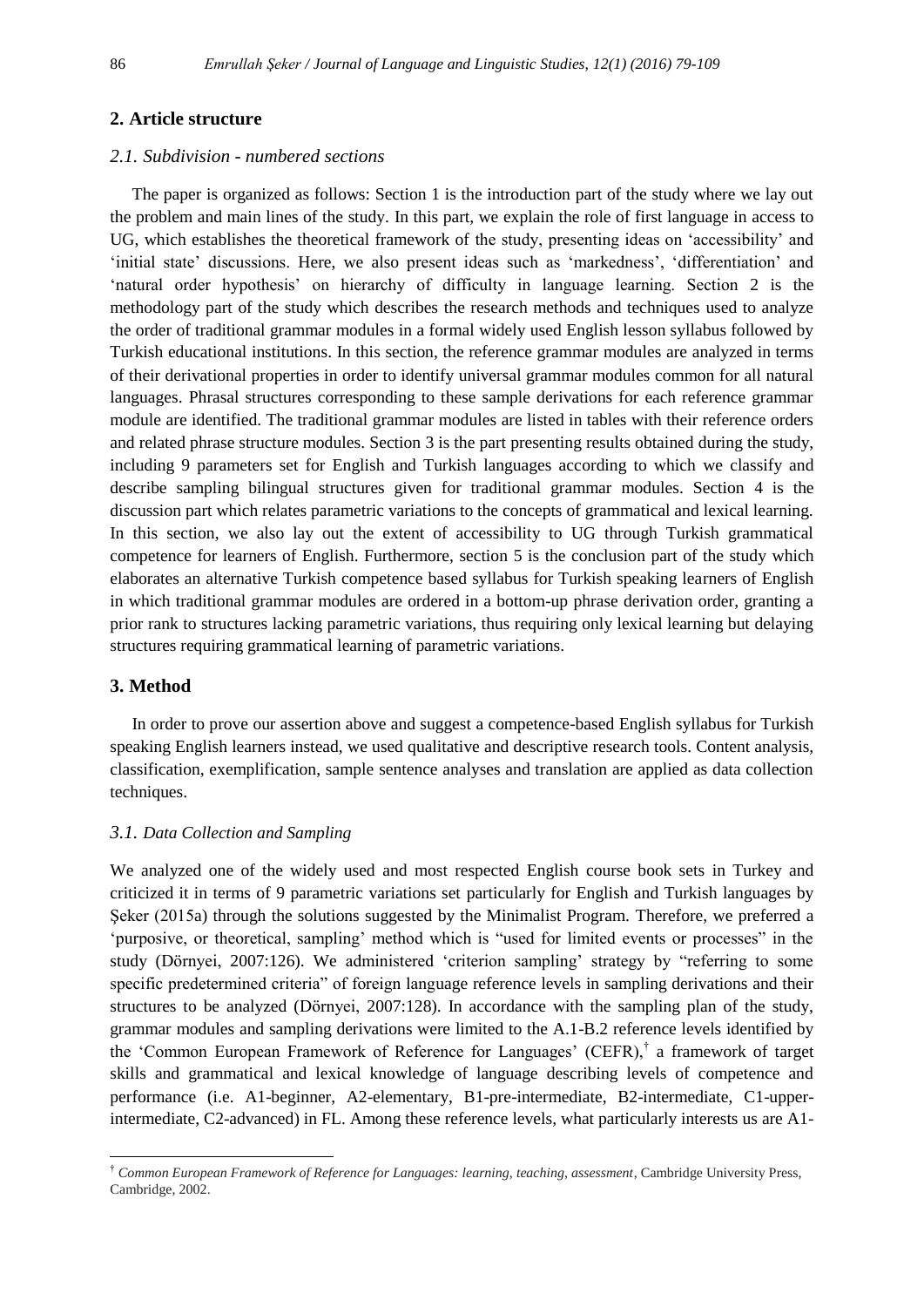## 2. Article structure

### *2.1. Subdivision - numbered sections*

The paper is organized as follows: Section 1 is the introduction part of the study where we lay out the problem and main lines of the study. In this part, we explain the role of first language in access to UG, which establishes the theoretical framework of the study, presenting ideas on 'accessibility' and 'initial state' discussions. Here, we also present ideas such as 'markedness', 'differentiation' and 'natural order hypothesis' on hierarchy of difficulty in language learning. Section 2 is the methodology part of the study which describes the research methods and techniques used to analyze the order of traditional grammar modules in a formal widely used English lesson syllabus followed by Turkish educational institutions. In this section, the reference grammar modules are analyzed in terms of their derivational properties in order to identify universal grammar modules common for all natural languages. Phrasal structures corresponding to these sample derivations for each reference grammar module are identified. The traditional grammar modules are listed in tables with their reference orders and related phrase structure modules. Section 3 is the part presenting results obtained during the study, including 9 parameters set for English and Turkish languages according to which we classify and describe sampling bilingual structures given for traditional grammar modules. Section 4 is the discussion part which relates parametric variations to the concepts of grammatical and lexical learning. In this section, we also lay out the extent of accessibility to UG through Turkish grammatical competence for learners of English. Furthermore, section 5 is the conclusion part of the study which elaborates an alternative Turkish competence based syllabus for Turkish speaking learners of English in which traditional grammar modules are ordered in a bottom-up phrase derivation order, granting a prior rank to structures lacking parametric variations, thus requiring only lexical learning but delaying structures requiring grammatical learning of parametric variations.

## 3. Method

In order to prove our assertion above and suggest a competence-based English syllabus for Turkish speaking English learners instead, we used qualitative and descriptive research tools. Content analysis, classification, exemplification, sample sentence analyses and translation are applied as data collection techniques.

### *3.1. Data Collection and Sampling*

We analyzed one of the widely used and most respected English course book sets in Turkey and criticized it in terms of 9 parametric variations set particularly for English and Turkish languages by Şeker (2015a) through the solutions suggested by the Minimalist Program. Therefore, we preferred a 'purposive, or theoretical, sampling' method which is "used for limited events or processes" in the study (Dörnyei, 2007:126). We administered 'criterion sampling' strategy by "referring to some specific predetermined criteria" of foreign language reference levels in sampling derivations and their structures to be analyzed (Dörnyei, 2007:128). In accordance with the sampling plan of the study, grammar modules and sampling derivations were limited to the A.1-B.2 reference levels identified by the 'Common European Framework of Reference for Languages' (CEFR),[†] a framework of target skills and grammatical and lexical knowledge of language describing levels of competence and performance (i.e. A1-beginner, A2-elementary, B1-pre-intermediate, B2-intermediate, C1-upper-intermediate, C2-advanced) in FL. Among these reference levels, what particularly interests us are A1-

[†] *Common European Framework of Reference for Languages: learning, teaching, assessment*, Cambridge University Press, Cambridge, 2002.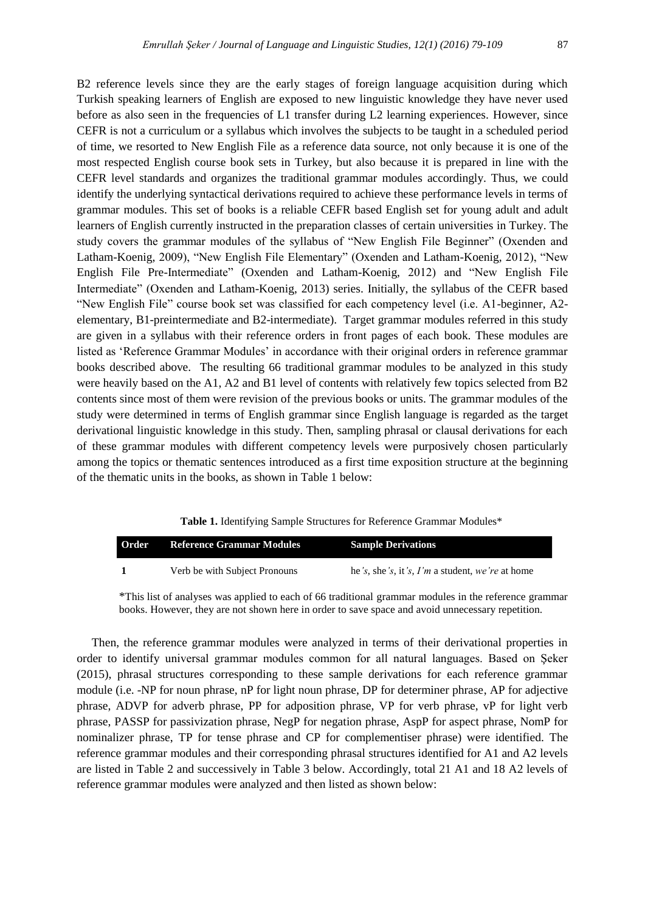B2 reference levels since they are the early stages of foreign language acquisition during which Turkish speaking learners of English are exposed to new linguistic knowledge they have never used before as also seen in the frequencies of L1 transfer during L2 learning experiences. However, since CEFR is not a curriculum or a syllabus which involves the subjects to be taught in a scheduled period of time, we resorted to New English File as a reference data source, not only because it is one of the most respected English course book sets in Turkey, but also because it is prepared in line with the CEFR level standards and organizes the traditional grammar modules accordingly. Thus, we could identify the underlying syntactical derivations required to achieve these performance levels in terms of grammar modules. This set of books is a reliable CEFR based English set for young adult and adult learners of English currently instructed in the preparation classes of certain universities in Turkey. The study covers the grammar modules of the syllabus of "New English File Beginner" (Oxenden and Latham-Koenig, 2009), "New English File Elementary" (Oxenden and Latham-Koenig, 2012), "New English File Pre-Intermediate" (Oxenden and Latham-Koenig, 2012) and "New English File Intermediate" (Oxenden and Latham-Koenig, 2013) series. Initially, the syllabus of the CEFR based "New English File" course book set was classified for each competency level (i.e. A1-beginner, A2-elementary, B1-preintermediate and B2-intermediate). Target grammar modules referred in this study are given in a syllabus with their reference orders in front pages of each book. These modules are listed as 'Reference Grammar Modules' in accordance with their original orders in reference grammar books described above. The resulting 66 traditional grammar modules to be analyzed in this study were heavily based on the A1, A2 and B1 level of contents with relatively few topics selected from B2 contents since most of them were revision of the previous books or units. The grammar modules of the study were determined in terms of English grammar since English language is regarded as the target derivational linguistic knowledge in this study. Then, sampling phrasal or clausal derivations for each of these grammar modules with different competency levels were purposively chosen particularly among the topics or thematic sentences introduced as a first time exposition structure at the beginning of the thematic units in the books, as shown in Table 1 below:

**Table 1.** Identifying Sample Structures for Reference Grammar Modules*

| Order | Reference Grammar Modules | Sample Derivations |
|---|---|---|
| 1 | Verb be with Subject Pronouns | he*'s*, she*'s*, it*'s*, *I'm* a student, *we're* at home |

*This list of analyses was applied to each of 66 traditional grammar modules in the reference grammar books. However, they are not shown here in order to save space and avoid unnecessary repetition.

Then, the reference grammar modules were analyzed in terms of their derivational properties in order to identify universal grammar modules common for all natural languages. Based on Şeker (2015), phrasal structures corresponding to these sample derivations for each reference grammar module (i.e. -NP for noun phrase, nP for light noun phrase, DP for determiner phrase, AP for adjective phrase, ADVP for adverb phrase, PP for adposition phrase, VP for verb phrase, vP for light verb phrase, PASSP for passivization phrase, NegP for negation phrase, AspP for aspect phrase, NomP for nominalizer phrase, TP for tense phrase and CP for complementiser phrase) were identified. The reference grammar modules and their corresponding phrasal structures identified for A1 and A2 levels are listed in Table 2 and successively in Table 3 below. Accordingly, total 21 A1 and 18 A2 levels of reference grammar modules were analyzed and then listed as shown below: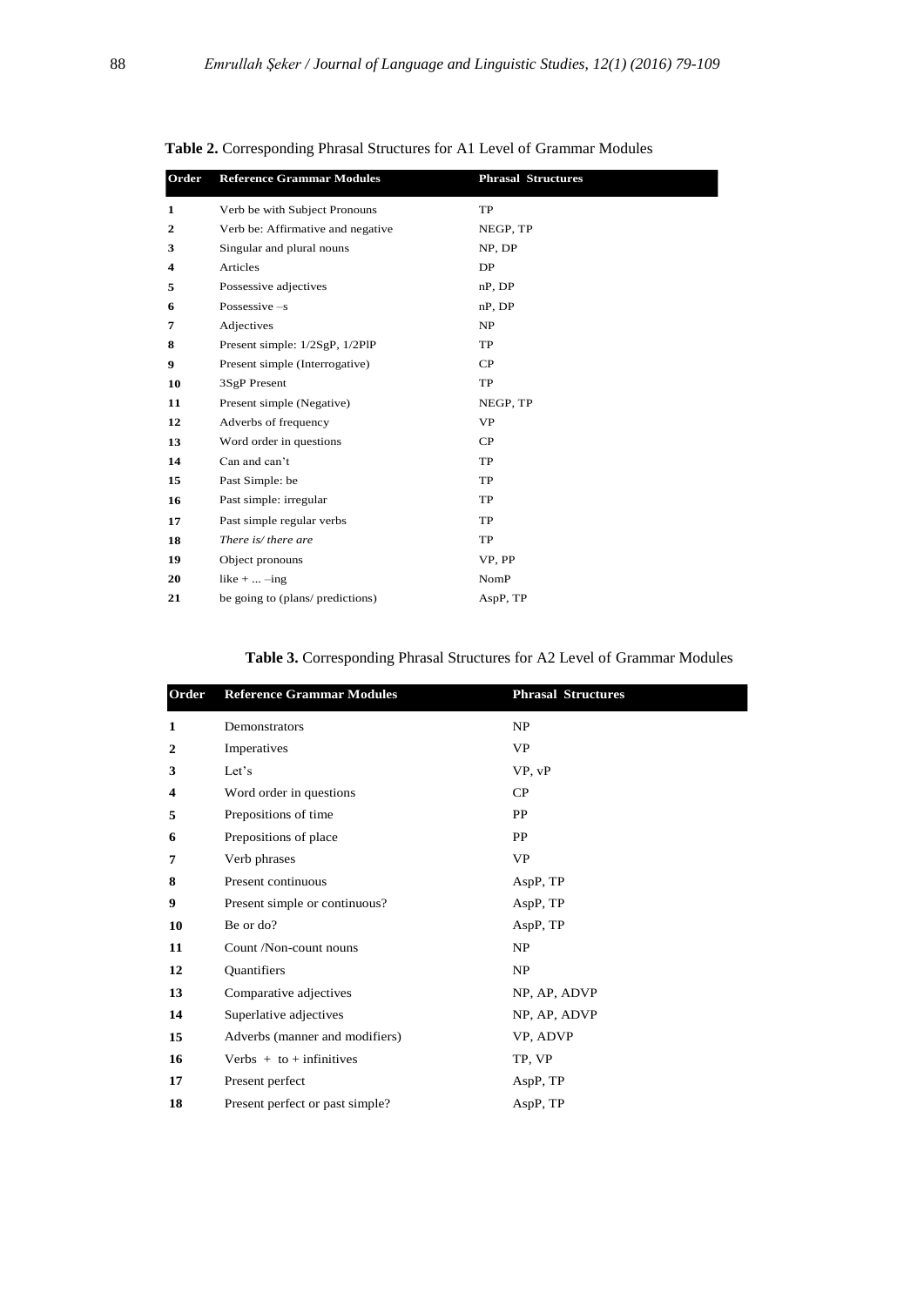**Table 2.** Corresponding Phrasal Structures for A1 Level of Grammar Modules

| Order | Reference Grammar Modules | Phrasal Structures |
|---|---|---|
| 1 | Verb be with Subject Pronouns | TP |
| 2 | Verb be: Affirmative and negative | NEGP, TP |
| 3 | Singular and plural nouns | NP, DP |
| 4 | Articles | DP |
| 5 | Possessive adjectives | nP, DP |
| 6 | Possessive –s | nP, DP |
| 7 | Adjectives | NP |
| 8 | Present simple: 1/2SgP, 1/2PlP | TP |
| 9 | Present simple (Interrogative) | CP |
| 10 | 3SgP Present | TP |
| 11 | Present simple (Negative) | NEGP, TP |
| 12 | Adverbs of frequency | VP |
| 13 | Word order in questions | CP |
| 14 | Can and can't | TP |
| 15 | Past Simple: be | TP |
| 16 | Past simple: irregular | TP |
| 17 | Past simple regular verbs | TP |
| 18 | *There is/ there are* | TP |
| 19 | Object pronouns | VP, PP |
| 20 | like + ... –ing | NomP |
| 21 | be going to (plans/ predictions) | AspP, TP |

**Table 3.** Corresponding Phrasal Structures for A2 Level of Grammar Modules

| Order | Reference Grammar Modules | Phrasal Structures |
|---|---|---|
| 1 | Demonstrators | NP |
| 2 | Imperatives | VP |
| 3 | Let's | VP, vP |
| 4 | Word order in questions | CP |
| 5 | Prepositions of time | PP |
| 6 | Prepositions of place | PP |
| 7 | Verb phrases | VP |
| 8 | Present continuous | AspP, TP |
| 9 | Present simple or continuous? | AspP, TP |
| 10 | Be or do? | AspP, TP |
| 11 | Count /Non-count nouns | NP |
| 12 | Quantifiers | NP |
| 13 | Comparative adjectives | NP, AP, ADVP |
| 14 | Superlative adjectives | NP, AP, ADVP |
| 15 | Adverbs (manner and modifiers) | VP, ADVP |
| 16 | Verbs + to + infinitives | TP, VP |
| 17 | Present perfect | AspP, TP |
| 18 | Present perfect or past simple? | AspP, TP |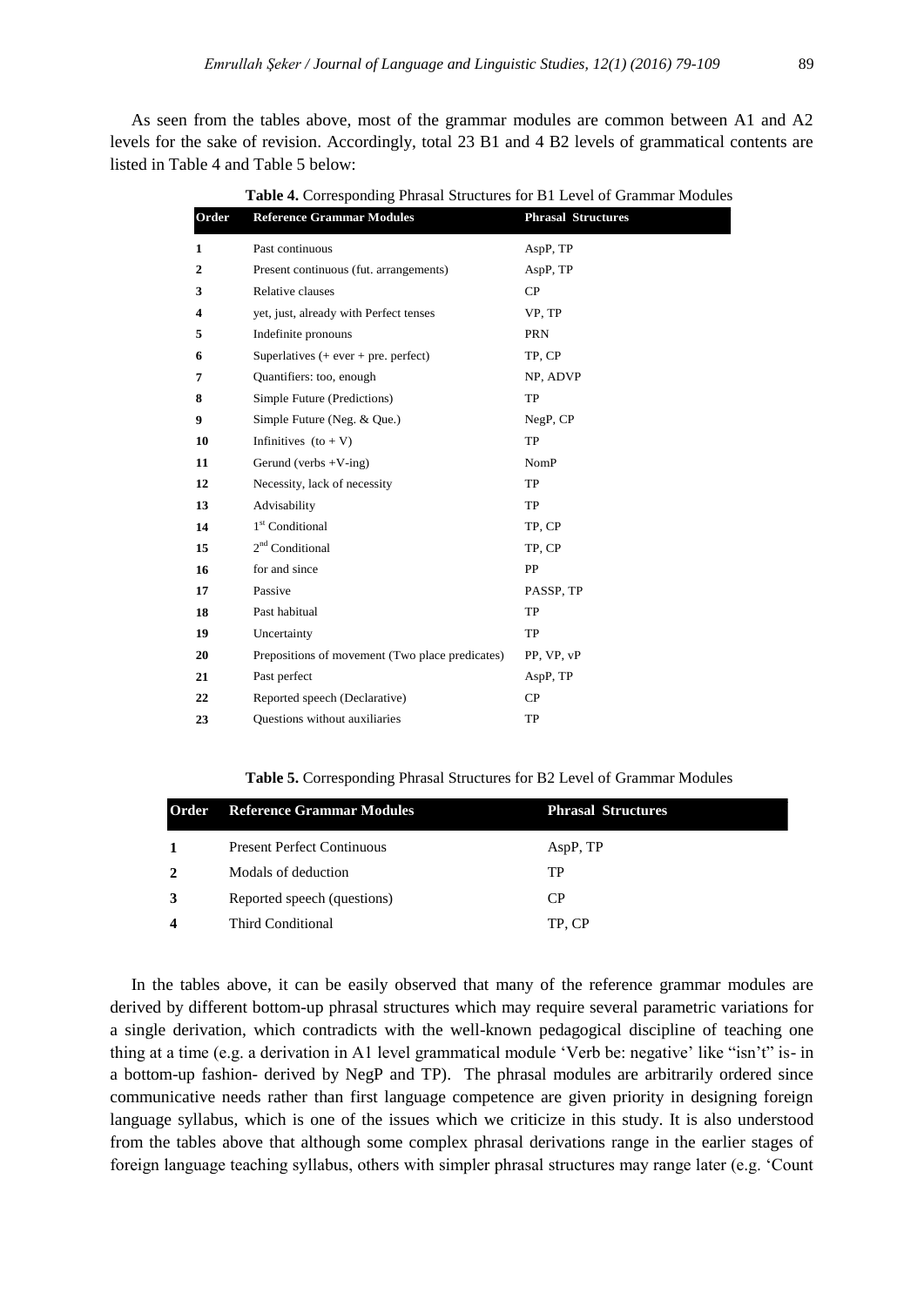As seen from the tables above, most of the grammar modules are common between A1 and A2 levels for the sake of revision. Accordingly, total 23 B1 and 4 B2 levels of grammatical contents are listed in Table 4 and Table 5 below:

**Table 4.** Corresponding Phrasal Structures for B1 Level of Grammar Modules

| Order | Reference Grammar Modules | Phrasal Structures |
|---|---|---|
| 1 | Past continuous | AspP, TP |
| 2 | Present continuous (fut. arrangements) | AspP, TP |
| 3 | Relative clauses | CP |
| 4 | yet, just, already with Perfect tenses | VP, TP |
| 5 | Indefinite pronouns | PRN |
| 6 | Superlatives (+ ever + pre. perfect) | TP, CP |
| 7 | Quantifiers: too, enough | NP, ADVP |
| 8 | Simple Future (Predictions) | TP |
| 9 | Simple Future (Neg. & Que.) | NegP, CP |
| 10 | Infinitives (to + V) | TP |
| 11 | Gerund (verbs +V-ing) | NomP |
| 12 | Necessity, lack of necessity | TP |
| 13 | Advisability | TP |
| 14 | 1st Conditional | TP, CP |
| 15 | 2nd Conditional | TP, CP |
| 16 | for and since | PP |
| 17 | Passive | PASSP, TP |
| 18 | Past habitual | TP |
| 19 | Uncertainty | TP |
| 20 | Prepositions of movement (Two place predicates) | PP, VP, vP |
| 21 | Past perfect | AspP, TP |
| 22 | Reported speech (Declarative) | CP |
| 23 | Questions without auxiliaries | TP |

**Table 5.** Corresponding Phrasal Structures for B2 Level of Grammar Modules

| Order | Reference Grammar Modules | Phrasal Structures |
|---|---|---|
| 1 | Present Perfect Continuous | AspP, TP |
| 2 | Modals of deduction | TP |
| 3 | Reported speech (questions) | CP |
| 4 | Third Conditional | TP, CP |

In the tables above, it can be easily observed that many of the reference grammar modules are derived by different bottom-up phrasal structures which may require several parametric variations for a single derivation, which contradicts with the well-known pedagogical discipline of teaching one thing at a time (e.g. a derivation in A1 level grammatical module 'Verb be: negative' like "isn't" is- in a bottom-up fashion- derived by NegP and TP). The phrasal modules are arbitrarily ordered since communicative needs rather than first language competence are given priority in designing foreign language syllabus, which is one of the issues which we criticize in this study. It is also understood from the tables above that although some complex phrasal derivations range in the earlier stages of foreign language teaching syllabus, others with simpler phrasal structures may range later (e.g. 'Count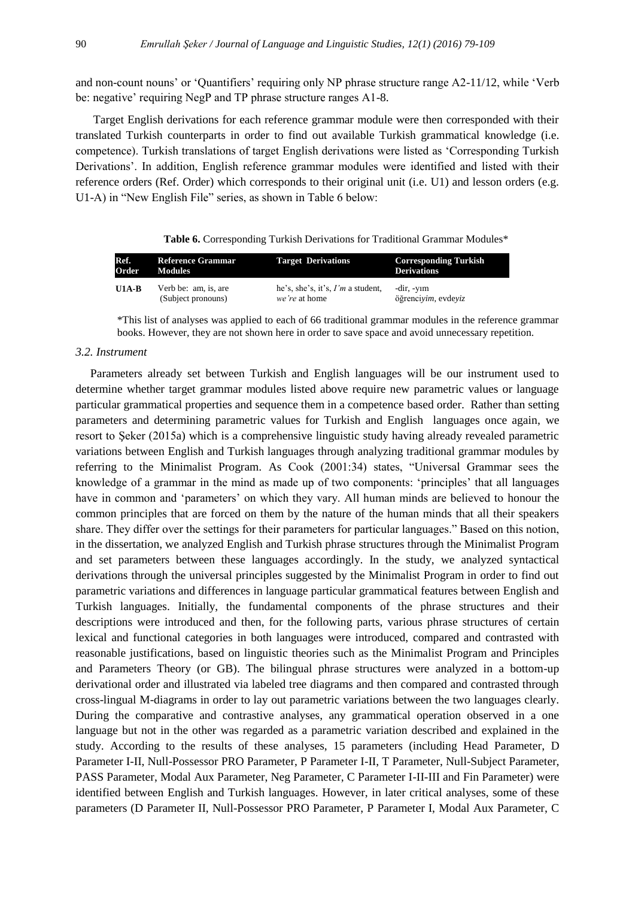and non-count nouns' or 'Quantifiers' requiring only NP phrase structure range A2-11/12, while 'Verb be: negative' requiring NegP and TP phrase structure ranges A1-8.

Target English derivations for each reference grammar module were then corresponded with their translated Turkish counterparts in order to find out available Turkish grammatical knowledge (i.e. competence). Turkish translations of target English derivations were listed as 'Corresponding Turkish Derivations'. In addition, English reference grammar modules were identified and listed with their reference orders (Ref. Order) which corresponds to their original unit (i.e. U1) and lesson orders (e.g. U1-A) in "New English File" series, as shown in Table 6 below:

**Table 6.** Corresponding Turkish Derivations for Traditional Grammar Modules*

| Ref. Order | Reference Grammar Modules | Target Derivations | Corresponding Turkish Derivations |
|---|---|---|---|
| **U1A-B** | Verb be: am, is, are (Subject pronouns) | he's, she's, it's, *I'm* a student, *we're* at home | -dir, -yım öğrenci*yim*, evde*yiz* |

*This list of analyses was applied to each of 66 traditional grammar modules in the reference grammar books. However, they are not shown here in order to save space and avoid unnecessary repetition.

### *3.2. Instrument*

Parameters already set between Turkish and English languages will be our instrument used to determine whether target grammar modules listed above require new parametric values or language particular grammatical properties and sequence them in a competence based order. Rather than setting parameters and determining parametric values for Turkish and English languages once again, we resort to Şeker (2015a) which is a comprehensive linguistic study having already revealed parametric variations between English and Turkish languages through analyzing traditional grammar modules by referring to the Minimalist Program. As Cook (2001:34) states, "Universal Grammar sees the knowledge of a grammar in the mind as made up of two components: 'principles' that all languages have in common and 'parameters' on which they vary. All human minds are believed to honour the common principles that are forced on them by the nature of the human minds that all their speakers share. They differ over the settings for their parameters for particular languages." Based on this notion, in the dissertation, we analyzed English and Turkish phrase structures through the Minimalist Program and set parameters between these languages accordingly. In the study, we analyzed syntactical derivations through the universal principles suggested by the Minimalist Program in order to find out parametric variations and differences in language particular grammatical features between English and Turkish languages. Initially, the fundamental components of the phrase structures and their descriptions were introduced and then, for the following parts, various phrase structures of certain lexical and functional categories in both languages were introduced, compared and contrasted with reasonable justifications, based on linguistic theories such as the Minimalist Program and Principles and Parameters Theory (or GB). The bilingual phrase structures were analyzed in a bottom-up derivational order and illustrated via labeled tree diagrams and then compared and contrasted through cross-lingual M-diagrams in order to lay out parametric variations between the two languages clearly. During the comparative and contrastive analyses, any grammatical operation observed in a one language but not in the other was regarded as a parametric variation described and explained in the study. According to the results of these analyses, 15 parameters (including Head Parameter, D Parameter I-II, Null-Possessor PRO Parameter, P Parameter I-II, T Parameter, Null-Subject Parameter, PASS Parameter, Modal Aux Parameter, Neg Parameter, C Parameter I-II-III and Fin Parameter) were identified between English and Turkish languages. However, in later critical analyses, some of these parameters (D Parameter II, Null-Possessor PRO Parameter, P Parameter I, Modal Aux Parameter, C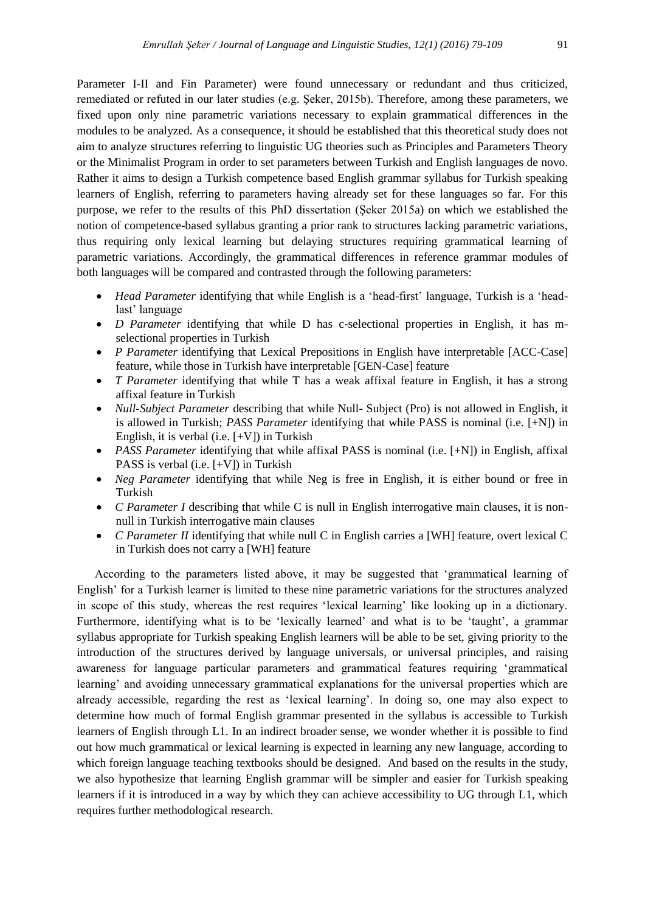Parameter I-II and Fin Parameter) were found unnecessary or redundant and thus criticized, remediated or refuted in our later studies (e.g. Şeker, 2015b). Therefore, among these parameters, we fixed upon only nine parametric variations necessary to explain grammatical differences in the modules to be analyzed. As a consequence, it should be established that this theoretical study does not aim to analyze structures referring to linguistic UG theories such as Principles and Parameters Theory or the Minimalist Program in order to set parameters between Turkish and English languages de novo. Rather it aims to design a Turkish competence based English grammar syllabus for Turkish speaking learners of English, referring to parameters having already set for these languages so far. For this purpose, we refer to the results of this PhD dissertation (Şeker 2015a) on which we established the notion of competence-based syllabus granting a prior rank to structures lacking parametric variations, thus requiring only lexical learning but delaying structures requiring grammatical learning of parametric variations. Accordingly, the grammatical differences in reference grammar modules of both languages will be compared and contrasted through the following parameters:

- *Head Parameter* identifying that while English is a 'head-first' language, Turkish is a 'head-last' language
- *D Parameter* identifying that while D has c-selectional properties in English, it has m-selectional properties in Turkish
- *P Parameter* identifying that Lexical Prepositions in English have interpretable [ACC-Case] feature, while those in Turkish have interpretable [GEN-Case] feature
- *T Parameter* identifying that while T has a weak affixal feature in English, it has a strong affixal feature in Turkish
- *Null-Subject Parameter* describing that while Null- Subject (Pro) is not allowed in English, it is allowed in Turkish; *PASS Parameter* identifying that while PASS is nominal (i.e. [+N]) in English, it is verbal (i.e. [+V]) in Turkish
- *PASS Parameter* identifying that while affixal PASS is nominal (i.e. [+N]) in English, affixal PASS is verbal (i.e. [+V]) in Turkish
- *Neg Parameter* identifying that while Neg is free in English, it is either bound or free in Turkish
- *C Parameter I* describing that while C is null in English interrogative main clauses, it is non-null in Turkish interrogative main clauses
- *C Parameter II* identifying that while null C in English carries a [WH] feature, overt lexical C in Turkish does not carry a [WH] feature

According to the parameters listed above, it may be suggested that 'grammatical learning of English' for a Turkish learner is limited to these nine parametric variations for the structures analyzed in scope of this study, whereas the rest requires 'lexical learning' like looking up in a dictionary. Furthermore, identifying what is to be 'lexically learned' and what is to be 'taught', a grammar syllabus appropriate for Turkish speaking English learners will be able to be set, giving priority to the introduction of the structures derived by language universals, or universal principles, and raising awareness for language particular parameters and grammatical features requiring 'grammatical learning' and avoiding unnecessary grammatical explanations for the universal properties which are already accessible, regarding the rest as 'lexical learning'. In doing so, one may also expect to determine how much of formal English grammar presented in the syllabus is accessible to Turkish learners of English through L1. In an indirect broader sense, we wonder whether it is possible to find out how much grammatical or lexical learning is expected in learning any new language, according to which foreign language teaching textbooks should be designed. And based on the results in the study, we also hypothesize that learning English grammar will be simpler and easier for Turkish speaking learners if it is introduced in a way by which they can achieve accessibility to UG through L1, which requires further methodological research.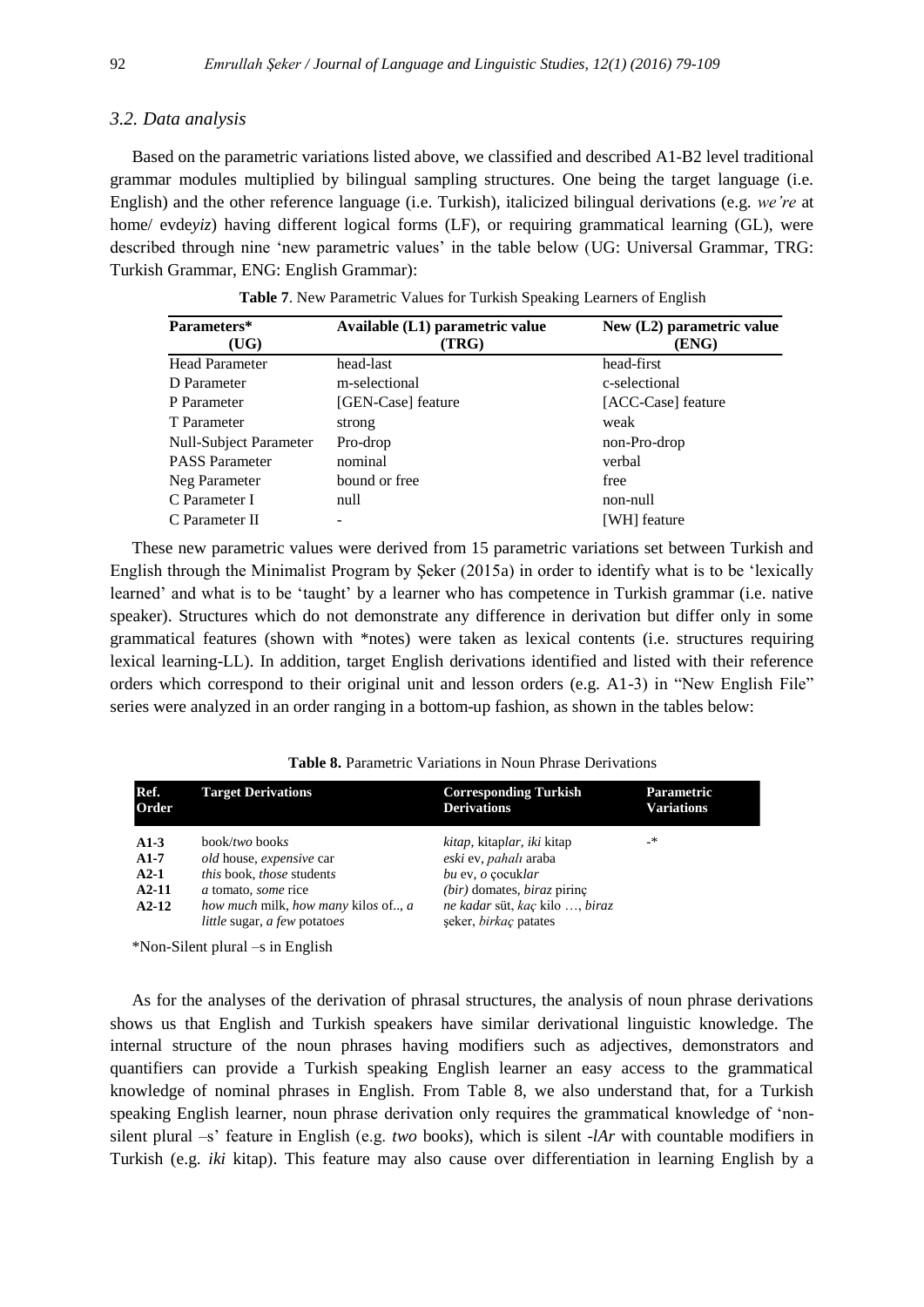### *3.2. Data analysis*

Based on the parametric variations listed above, we classified and described A1-B2 level traditional grammar modules multiplied by bilingual sampling structures. One being the target language (i.e. English) and the other reference language (i.e. Turkish), italicized bilingual derivations (e.g. *we're* at home/ evde*yiz*) having different logical forms (LF), or requiring grammatical learning (GL), were described through nine 'new parametric values' in the table below (UG: Universal Grammar, TRG: Turkish Grammar, ENG: English Grammar):

**Table 7**. New Parametric Values for Turkish Speaking Learners of English

| Parameters* (UG) | Available (L1) parametric value (TRG) | New (L2) parametric value (ENG) |
|---|---|---|
| Head Parameter | head-last | head-first |
| D Parameter | m-selectional | c-selectional |
| P Parameter | [GEN-Case] feature | [ACC-Case] feature |
| T Parameter | strong | weak |
| Null-Subject Parameter | Pro-drop | non-Pro-drop |
| PASS Parameter | nominal | verbal |
| Neg Parameter | bound or free | free |
| C Parameter I | null | non-null |
| C Parameter II | - | [WH] feature |

These new parametric values were derived from 15 parametric variations set between Turkish and English through the Minimalist Program by Şeker (2015a) in order to identify what is to be 'lexically learned' and what is to be 'taught' by a learner who has competence in Turkish grammar (i.e. native speaker). Structures which do not demonstrate any difference in derivation but differ only in some grammatical features (shown with *notes) were taken as lexical contents (i.e. structures requiring lexical learning-LL). In addition, target English derivations identified and listed with their reference orders which correspond to their original unit and lesson orders (e.g. A1-3) in "New English File" series were analyzed in an order ranging in a bottom-up fashion, as shown in the tables below:

**Table 8.** Parametric Variations in Noun Phrase Derivations

| Ref. Order | Target Derivations | Corresponding Turkish Derivations | Parametric Variations |
|---|---|---|---|
| **A1-3** | book/*two* book*s* | *kitap*, kitap*lar*, *iki* kitap | -* |
| **A1-7** | *old* house, *expensive* car | *eski* ev, *pahalı* araba | |
| **A2-1** | *this* book, *those* student*s* | *bu* ev, *o* çocuk*lar* | |
| **A2-11** | *a* tomato, *some* rice | *(bir)* domates, *biraz* pirinç | |
| **A2-12** | *how much* milk, *how many* kilo*s* of.., *a little* sugar, *a few* potato*es* | *ne kadar* süt, *kaç* kilo …, *biraz* şeker, *birkaç* patates | |

*Non-Silent plural –s in English

As for the analyses of the derivation of phrasal structures, the analysis of noun phrase derivations shows us that English and Turkish speakers have similar derivational linguistic knowledge. The internal structure of the noun phrases having modifiers such as adjectives, demonstrators and quantifiers can provide a Turkish speaking English learner an easy access to the grammatical knowledge of nominal phrases in English. From Table 8, we also understand that, for a Turkish speaking English learner, noun phrase derivation only requires the grammatical knowledge of 'non-silent plural –s' feature in English (e.g. *two* book*s*), which is silent -*lAr* with countable modifiers in Turkish (e.g. *iki* kitap). This feature may also cause over differentiation in learning English by a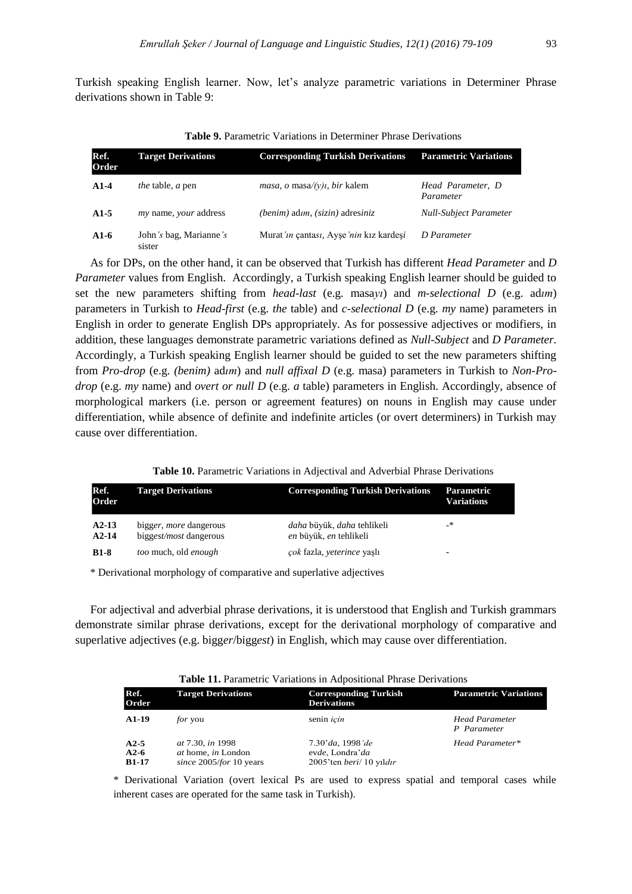Turkish speaking English learner. Now, let's analyze parametric variations in Determiner Phrase derivations shown in Table 9:

**Table 9.** Parametric Variations in Determiner Phrase Derivations

| Ref. Order | Target Derivations | Corresponding Turkish Derivations | Parametric Variations |
|---|---|---|---|
| **A1-4** | *the* table, *a* pen | *masa*, *o* masa/*(y)ı*, *bir* kalem | *Head Parameter, D Parameter* |
| **A1-5** | *my* name, *your* address | *(benim)* ad*ım*, *(sizin)* adres*iniz* | *Null-Subject Parameter* |
| **A1-6** | John*'s* bag, Marianne*'s* sister | Murat*'ın* çanta*sı*, Ayşe*'nin* kız kardeş*i* | *D Parameter* |

As for DPs, on the other hand, it can be observed that Turkish has different *Head Parameter* and *D Parameter* values from English. Accordingly, a Turkish speaking English learner should be guided to set the new parameters shifting from *head-last* (e.g. masa*yı*) and *m-selectional D* (e.g. ad*ım*) parameters in Turkish to *Head-first* (e.g. *the* table) and *c-selectional D* (e.g. *my* name) parameters in English in order to generate English DPs appropriately. As for possessive adjectives or modifiers, in addition, these languages demonstrate parametric variations defined as *Null-Subject* and *D Parameter*. Accordingly, a Turkish speaking English learner should be guided to set the new parameters shifting from *Pro-drop* (e.g. *(benim)* ad*ım*) and *null affixal D* (e.g. masa) parameters in Turkish to *Non-Pro-drop* (e.g. *my* name) and *overt or null D* (e.g. *a* table) parameters in English. Accordingly, absence of morphological markers (i.e. person or agreement features) on nouns in English may cause under differentiation, while absence of definite and indefinite articles (or overt determiners) in Turkish may cause over differentiation.

**Table 10.** Parametric Variations in Adjectival and Adverbial Phrase Derivations

| Ref. Order | Target Derivations | Corresponding Turkish Derivations | Parametric Variations |
|---|---|---|---|
| **A2-13** **A2-14** | bigg*er*, *more* dangerous bigg*est*/*most* dangerous | *daha* büyük, *daha* tehlikeli *en* büyük, *en* tehlikeli | -* |
| **B1-8** | *too* much, old *enough* | *çok* fazla, *yeterince* yaşlı | - |

\* Derivational morphology of comparative and superlative adjectives

For adjectival and adverbial phrase derivations, it is understood that English and Turkish grammars demonstrate similar phrase derivations, except for the derivational morphology of comparative and superlative adjectives (e.g. bigg*er*/bigg*est*) in English, which may cause over differentiation.

**Table 11.** Parametric Variations in Adpositional Phrase Derivations

| Ref. Order | Target Derivations | Corresponding Turkish Derivations | Parametric Variations |
|---|---|---|---|
| **A1-19** | *for* you | senin *için* | *Head Parameter P Parameter* |
| **A2-5** **A2-6** **B1-17** | *at* 7.30, *in* 1998 *at* home, *in* London *since* 2005/*for* 10 years | 7.30'*da*, 1998*'de* evde, Londra'*da* 2005'ten *beri*/ 10 yıl*dır* | *Head Parameter\** |

\* Derivational Variation (overt lexical Ps are used to express spatial and temporal cases while inherent cases are operated for the same task in Turkish).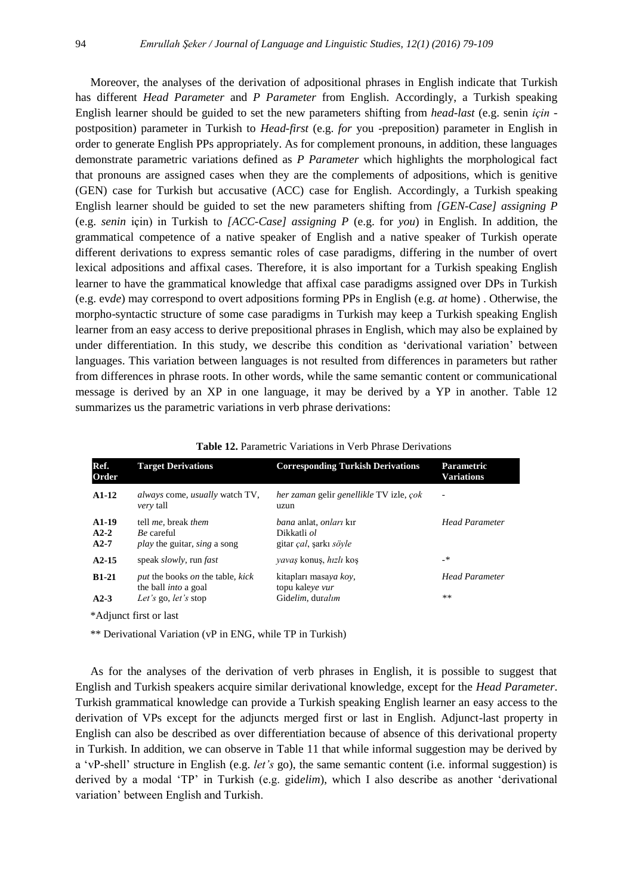Moreover, the analyses of the derivation of adpositional phrases in English indicate that Turkish has different *Head Parameter* and *P Parameter* from English. Accordingly, a Turkish speaking English learner should be guided to set the new parameters shifting from *head-last* (e.g. senin *için* -postposition) parameter in Turkish to *Head-first* (e.g. *for* you -preposition) parameter in English in order to generate English PPs appropriately. As for complement pronouns, in addition, these languages demonstrate parametric variations defined as *P Parameter* which highlights the morphological fact that pronouns are assigned cases when they are the complements of adpositions, which is genitive (GEN) case for Turkish but accusative (ACC) case for English. Accordingly, a Turkish speaking English learner should be guided to set the new parameters shifting from *[GEN-Case] assigning P* (e.g. *senin* için) in Turkish to *[ACC-Case] assigning P* (e.g. for *you*) in English. In addition, the grammatical competence of a native speaker of English and a native speaker of Turkish operate different derivations to express semantic roles of case paradigms, differing in the number of overt lexical adpositions and affixal cases. Therefore, it is also important for a Turkish speaking English learner to have the grammatical knowledge that affixal case paradigms assigned over DPs in Turkish (e.g. ev*de*) may correspond to overt adpositions forming PPs in English (e.g. *at* home) . Otherwise, the morpho-syntactic structure of some case paradigms in Turkish may keep a Turkish speaking English learner from an easy access to derive prepositional phrases in English, which may also be explained by under differentiation. In this study, we describe this condition as 'derivational variation' between languages. This variation between languages is not resulted from differences in parameters but rather from differences in phrase roots. In other words, while the same semantic content or communicational message is derived by an XP in one language, it may be derived by a YP in another. Table 12 summarizes us the parametric variations in verb phrase derivations:

**Table 12.** Parametric Variations in Verb Phrase Derivations

| Ref. Order | Target Derivations | Corresponding Turkish Derivations | Parametric Variations |
|---|---|---|---|
| A1-12 | *always* come, *usually* watch TV, *very* tall | *her zaman* gelir *genellikle* TV izle, *çok* uzun | - |
| A1-19<br>A2-2<br>A2-7 | tell *me*, break *them*<br>*Be* careful<br>*play* the guitar, *sing* a song | *bana* anlat, *onları* kır<br>Dikkatli *ol*<br>gitar *çal*, şarkı *söyle* | *Head Parameter* |
| A2-15 | speak *slowly*, run *fast* | *yavaş* konuş, *hızlı* koş | -* |
| B1-21 | *put* the books *on* the table, *kick* the ball *into* a goal | kitapları masa*ya koy*, topu kale*ye vur* | *Head Parameter* |
| A2-3 | *Let's* go, *let's* stop | Gid*elim*, dur*alım* | ** |

\*Adjunct first or last

\*\* Derivational Variation (vP in ENG, while TP in Turkish)

As for the analyses of the derivation of verb phrases in English, it is possible to suggest that English and Turkish speakers acquire similar derivational knowledge, except for the *Head Parameter*. Turkish grammatical knowledge can provide a Turkish speaking English learner an easy access to the derivation of VPs except for the adjuncts merged first or last in English. Adjunct-last property in English can also be described as over differentiation because of absence of this derivational property in Turkish. In addition, we can observe in Table 11 that while informal suggestion may be derived by a 'vP-shell' structure in English (e.g. *let's* go), the same semantic content (i.e. informal suggestion) is derived by a modal 'TP' in Turkish (e.g. gid*elim*), which I also describe as another 'derivational variation' between English and Turkish.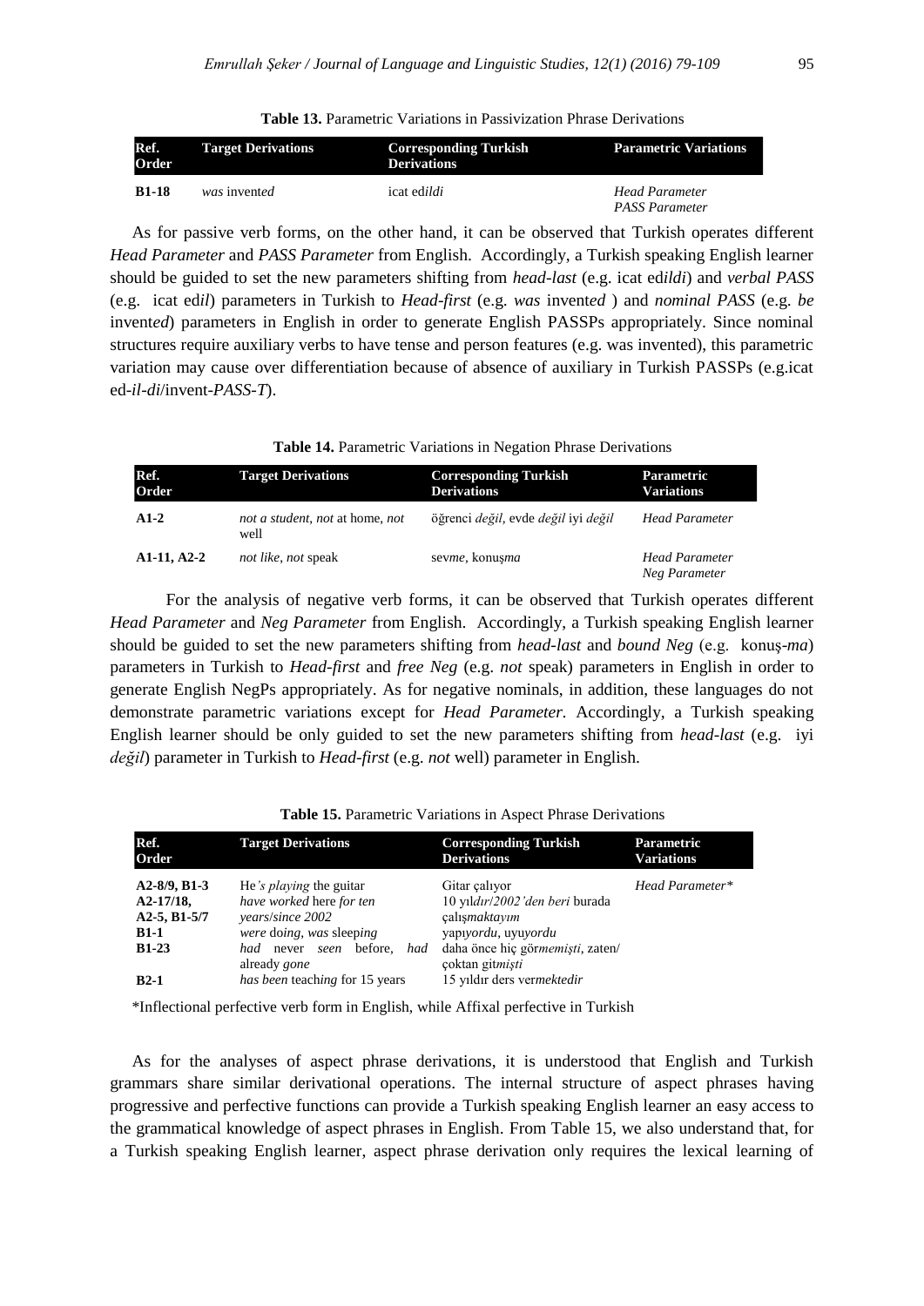**Table 13.** Parametric Variations in Passivization Phrase Derivations

| Ref. Order | Target Derivations | Corresponding Turkish Derivations | Parametric Variations |
|---|---|---|---|
| **B1-18** | *was* invent*ed* | icat ed*ildi* | *Head Parameter* *PASS Parameter* |

As for passive verb forms, on the other hand, it can be observed that Turkish operates different *Head Parameter* and *PASS Parameter* from English. Accordingly, a Turkish speaking English learner should be guided to set the new parameters shifting from *head-last* (e.g. icat ed*ildi*) and *verbal PASS* (e.g. icat ed*il*) parameters in Turkish to *Head-first* (e.g. *was* invent*ed* ) and *nominal PASS* (e.g. *be* invent*ed*) parameters in English in order to generate English PASSPs appropriately. Since nominal structures require auxiliary verbs to have tense and person features (e.g. was invented), this parametric variation may cause over differentiation because of absence of auxiliary in Turkish PASSPs (e.g.icat ed-*il*-*di*/invent-*PASS*-*T*).

**Table 14.** Parametric Variations in Negation Phrase Derivations

| Ref. Order | Target Derivations | Corresponding Turkish Derivations | Parametric Variations |
|---|---|---|---|
| **A1-2** | *not a student*, *not* at home, *not* well | öğrenci *değil*, evde *değil* iyi *değil* | *Head Parameter* |
| **A1-11, A2-2** | *not like*, *not* speak | sev*me*, konuş*ma* | *Head Parameter* *Neg Parameter* |

For the analysis of negative verb forms, it can be observed that Turkish operates different *Head Parameter* and *Neg Parameter* from English. Accordingly, a Turkish speaking English learner should be guided to set the new parameters shifting from *head-last* and *bound Neg* (e.g. konuş-*ma*) parameters in Turkish to *Head-first* and *free Neg* (e.g. *not* speak) parameters in English in order to generate English NegPs appropriately. As for negative nominals, in addition, these languages do not demonstrate parametric variations except for *Head Parameter*. Accordingly, a Turkish speaking English learner should be only guided to set the new parameters shifting from *head-last* (e.g. iyi *değil*) parameter in Turkish to *Head-first* (e.g. *not* well) parameter in English.

**Table 15.** Parametric Variations in Aspect Phrase Derivations

| Ref. Order | Target Derivations | Corresponding Turkish Derivations | Parametric Variations |
|---|---|---|---|
| **A2-8/9, B1-3** | He*'s playing* the guitar | Gitar çalıyor | *Head Parameter\** |
| **A2-17/18, A2-5, B1-5/7** | *have worked* here *for ten years*/*since 2002* | 10 yıl*dır*/*2002'den beri* burada çalış*maktayım* | |
| **B1-1** | *were* do*ing*, *was* sleep*ing* | yapı*yordu*, uyu*yordu* | |
| **B1-23** | *had* never *seen* before, *had* already *gone* | daha önce hiç gör*memişti*, zaten/ çoktan git*mişti* | |
| **B2-1** | *has been* teach*ing* for 15 years | 15 yıldır ders ver*mektedir* | |

\*Inflectional perfective verb form in English, while Affixal perfective in Turkish

As for the analyses of aspect phrase derivations, it is understood that English and Turkish grammars share similar derivational operations. The internal structure of aspect phrases having progressive and perfective functions can provide a Turkish speaking English learner an easy access to the grammatical knowledge of aspect phrases in English. From Table 15, we also understand that, for a Turkish speaking English learner, aspect phrase derivation only requires the lexical learning of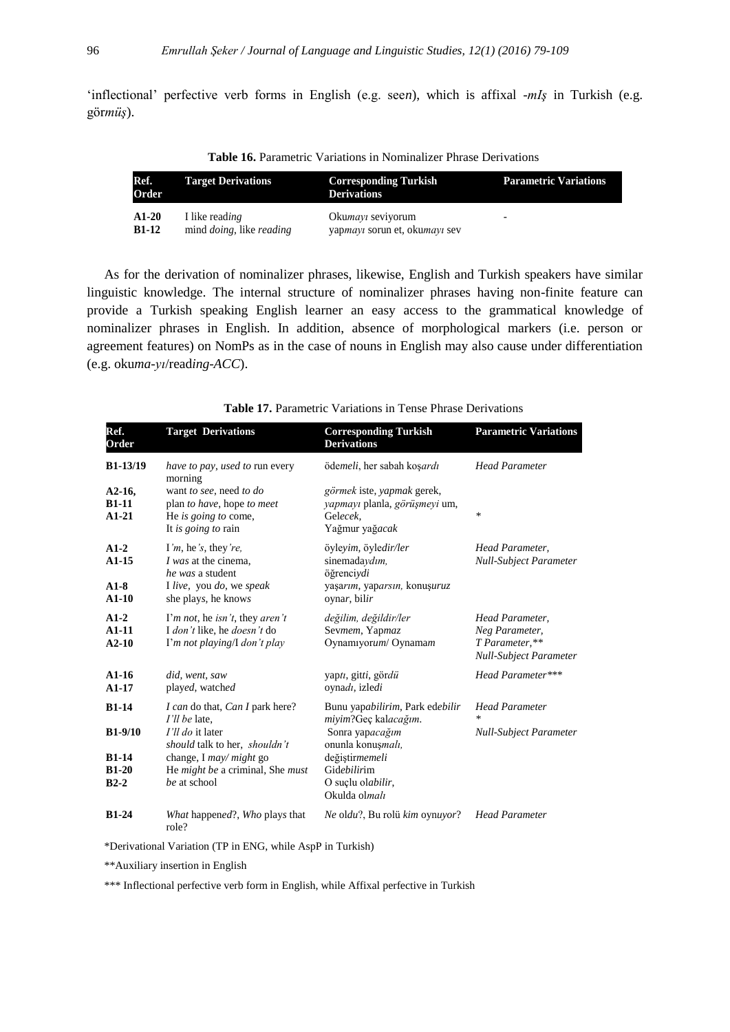'inflectional' perfective verb forms in English (e.g. see*n*), which is affixal -*mIş* in Turkish (e.g. gör*müş*).

**Table 16.** Parametric Variations in Nominalizer Phrase Derivations

| Ref. Order | Target Derivations | Corresponding Turkish Derivations | Parametric Variations |
|---|---|---|---|
| **A1-20** | I like read*ing* | Oku*mayı* seviyorum | - |
| **B1-12** | mind *doing*, like *reading* | yap*mayı* sorun et, oku*mayı* sev | |

As for the derivation of nominalizer phrases, likewise, English and Turkish speakers have similar linguistic knowledge. The internal structure of nominalizer phrases having non-finite feature can provide a Turkish speaking English learner an easy access to the grammatical knowledge of nominalizer phrases in English. In addition, absence of morphological markers (i.e. person or agreement features) on NomPs as in the case of nouns in English may also cause under differentiation (e.g. oku*ma*-*yı*/read*ing*-*ACC*).

**Table 17.** Parametric Variations in Tense Phrase Derivations

| Ref. Order | Target Derivations | Corresponding Turkish Derivations | Parametric Variations |
|---|---|---|---|
| **B1-13/19** | *have to pay*, *used to* run every morning | öd*emeli*, her sabah koş*ardı* | *Head Parameter* |
| **A2-16, B1-11** | want *to see*, need *to do* plan *to have*, hope *to meet* | *görmek* iste, *yapmak* gerek, *yapmayı* planla, *görüşmeyi* um, | |
| **A1-21** | He *is going to* come, It *is going to* rain | Gele*cek*, Yağmur yağ*acak* | * |
| **A1-2** | I*'m*, he*'s*, they*'re,* | öyle*yim*, öyle*dir*/*ler* | *Head Parameter*, |
| **A1-15** | *I was* at the cinema, *he was* a student | sinemada*ydım,* öğrenci*ydi* | *Null-Subject Parameter* |
| **A1-8** | I *live*, you *do*, we *speak* | yaş*arım*, yap*arsın,* konuş*uruz* | |
| **A1-10** | she play*s*, he know*s* | oyna*r*, bil*ir* | |
| **A1-2** | I*'m not*, he *isn't*, they *aren't* | *değilim, değildir/ler* | *Head Parameter*, |
| **A1-11** | I *don't* like, he *doesn't* do | Sev*mem*, Yap*maz* | *Neg Parameter*, |
| **A2-10** | I*'m not playing*/I *don't play* | Oynamıyor*um*/ Oynama*m* | *T Parameter,*** *Null-Subject Parameter* |
| **A1-16** | *did, went, saw* | yap*tı*, git*ti*, gör*dü* | *Head Parameter**** |
| **A1-17** | play*ed*, watch*ed* | oyna*dı*, izle*di* | |
| **B1-14** | *I can* do that, *Can I* park here? *I'll be* late, | Bunu yap*abilirim*, Park ed*ebilir miyim*?Geç kal*acağım*. | *Head Parameter* * |
| **B1-9/10** | *I'll do* it later *should* talk to her, *shouldn't* | Sonra yap*acağım* onunla konuş*malı,* | *Null-Subject Parameter* |
| **B1-14** | change, I *may/ might* go | değiştir*memeli* | |
| **B1-20** | He *might be* a criminal, She *must* | Gid*ebilir*im | |
| **B2-2** | *be* at school | O suçlu ol*abilir*, Okulda ol*malı* | |
| **B1-24** | *What* happen*ed*?, *Who* play*s* that role? | *Ne* old*u*?, Bu rolü *kim* oyn*uyor*? | *Head Parameter* |

*Derivational Variation (TP in ENG, while AspP in Turkish)

**Auxiliary insertion in English

*** Inflectional perfective verb form in English, while Affixal perfective in Turkish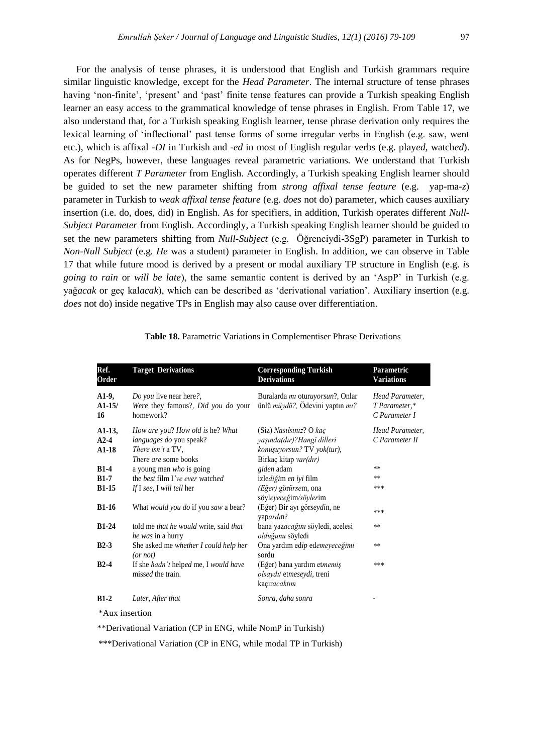For the analysis of tense phrases, it is understood that English and Turkish grammars require similar linguistic knowledge, except for the *Head Parameter*. The internal structure of tense phrases having 'non-finite', 'present' and 'past' finite tense features can provide a Turkish speaking English learner an easy access to the grammatical knowledge of tense phrases in English. From Table 17, we also understand that, for a Turkish speaking English learner, tense phrase derivation only requires the lexical learning of 'inflectional' past tense forms of some irregular verbs in English (e.g. saw, went etc.), which is affixal *-DI* in Turkish and *-ed* in most of English regular verbs (e.g. play*ed*, watch*ed*). As for NegPs, however, these languages reveal parametric variations. We understand that Turkish operates different *T Parameter* from English. Accordingly, a Turkish speaking English learner should be guided to set the new parameter shifting from *strong affixal tense feature* (e.g. yap-ma-z) parameter in Turkish to *weak affixal tense feature* (e.g. *does* not do) parameter, which causes auxiliary insertion (i.e. do, does, did) in English. As for specifiers, in addition, Turkish operates different *Null-Subject Parameter* from English. Accordingly, a Turkish speaking English learner should be guided to set the new parameters shifting from *Null-Subject* (e.g. Öğrenciydi-3SgP) parameter in Turkish to *Non-Null Subject* (e.g. *He* was a student) parameter in English. In addition, we can observe in Table 17 that while future mood is derived by a present or modal auxiliary TP structure in English (e.g. *is going to rain* or *will be late*), the same semantic content is derived by an 'AspP' in Turkish (e.g. yağ*acak* or geç kal*acak*), which can be described as 'derivational variation'. Auxiliary insertion (e.g. *does* not do) inside negative TPs in English may also cause over differentiation.

**Table 18.** Parametric Variations in Complementiser Phrase Derivations

| Ref. Order | Target Derivations | Corresponding Turkish Derivations | Parametric Variations |
|---|---|---|---|
| A1-9, A1-15/16 | *Do you* live near here?, *Were* they famous?, *Did you do* your homework? | Buralarda *mı* otur*uyorsun*?, Onlar ünlü *müydü?*, Ödevini yaptın *mı?* | *Head Parameter, T Parameter,\* C Parameter I* |
| A1-13, A2-4, A1-18 | *How are* you? *How old is* he? *What languages do* you speak? *There isn't* a TV, *There are* some books | (Siz) *Nasılsınız*? O *kaç yaşında(dır)?Hangi dilleri konuşuyorsun?* TV *yok(tur)*, Birkaç kitap *var(dır)* | *Head Parameter, C Parameter II* |
| B1-4 | a young man *who* is going | *giden* adam | ** |
| B1-7 | the *best* film I*'ve ever* watch*ed* | izle*diğ*im *en iyi* film | ** |
| B1-15 | *If* I *see*, I *will tell* her | *(Eğer)* gör*ürse*m, ona söyl*eyeceğ*im/*söyler*im | *** |
| B1-16 | What *would you do* if you *saw* a bear? | (Eğer) Bir ayı gör*seydi*n, ne yap*ardı*n? | *** |
| B1-24 | told me *that he would* write, said *that he was* in a hurry | bana yaz*acağını* söyledi, acelesi *olduğunu* söyledi | ** |
| B2-3 | She asked me *whether I could help her (or not)* | Ona yardım ed*ip* ed*emeyeceğimi* sordu | ** |
| B2-4 | If she *hadn't* help*ed* me, I *would have* miss*ed* the train. | (Eğer) bana yardım et*memiş olsaydı*/ et*meseydi*, treni kaçır*acaktım* | *** |
| B1-2 | *Later, After that* | *Sonra, daha sonra* | - |

*Aux insertion

**Derivational Variation (CP in ENG, while NomP in Turkish)

***Derivational Variation (CP in ENG, while modal TP in Turkish)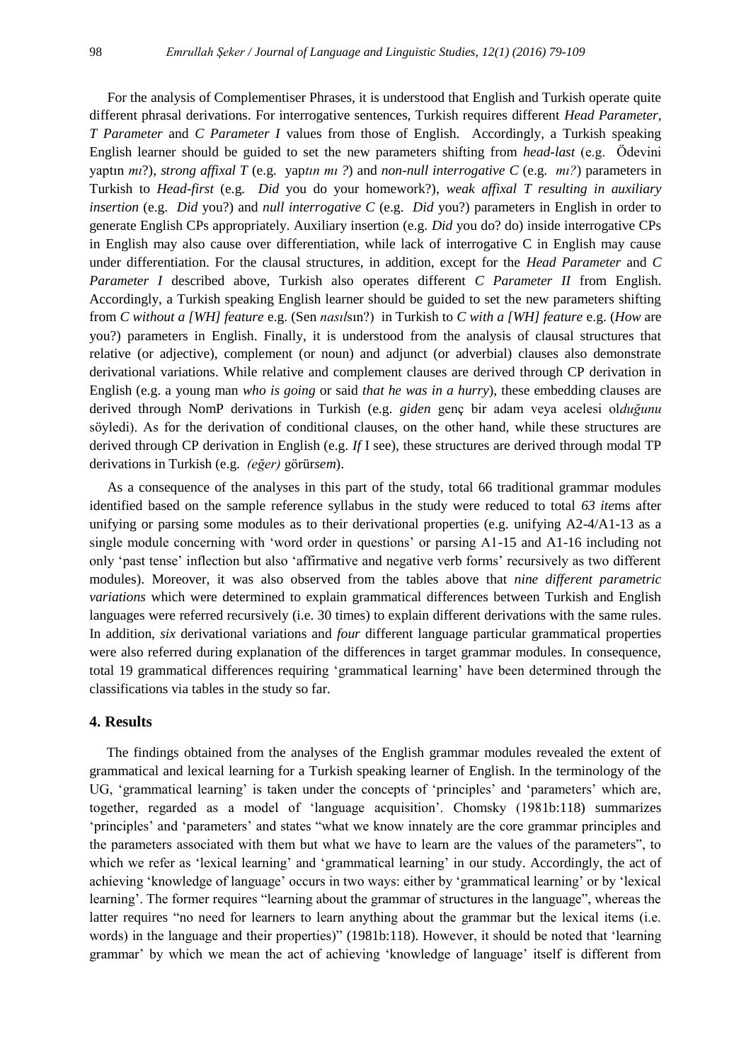For the analysis of Complementiser Phrases, it is understood that English and Turkish operate quite different phrasal derivations. For interrogative sentences, Turkish requires different *Head Parameter, T Parameter* and *C Parameter I* values from those of English. Accordingly, a Turkish speaking English learner should be guided to set the new parameters shifting from *head-last* (e.g. Ödevini yaptın *mı*?), *strong affixal T* (e.g. yap*tın mı ?*) and *non-null interrogative C* (e.g. *mı?*) parameters in Turkish to *Head-first* (e.g. *Did* you do your homework?), *weak affixal T resulting in auxiliary insertion* (e.g. *Did* you?) and *null interrogative C* (e.g. *Did* you?) parameters in English in order to generate English CPs appropriately. Auxiliary insertion (e.g. *Did* you do? do) inside interrogative CPs in English may also cause over differentiation, while lack of interrogative C in English may cause under differentiation. For the clausal structures, in addition, except for the *Head Parameter* and *C Parameter I* described above, Turkish also operates different *C Parameter II* from English. Accordingly, a Turkish speaking English learner should be guided to set the new parameters shifting from *C without a [WH] feature* e.g. (Sen *nasıl*sın?) in Turkish to *C with a [WH] feature* e.g. (*How* are you?) parameters in English. Finally, it is understood from the analysis of clausal structures that relative (or adjective), complement (or noun) and adjunct (or adverbial) clauses also demonstrate derivational variations. While relative and complement clauses are derived through CP derivation in English (e.g. a young man *who is going* or said *that he was in a hurry*), these embedding clauses are derived through NomP derivations in Turkish (e.g. *giden* genç bir adam veya acelesi ol*duğunu* söyledi). As for the derivation of conditional clauses, on the other hand, while these structures are derived through CP derivation in English (e.g. *If* I see), these structures are derived through modal TP derivations in Turkish (e.g. *(eğer)* görür*sem*).

As a consequence of the analyses in this part of the study, total 66 traditional grammar modules identified based on the sample reference syllabus in the study were reduced to total *63 ite*ms after unifying or parsing some modules as to their derivational properties (e.g. unifying A2-4/A1-13 as a single module concerning with 'word order in questions' or parsing A1-15 and A1-16 including not only 'past tense' inflection but also 'affirmative and negative verb forms' recursively as two different modules). Moreover, it was also observed from the tables above that *nine different parametric variations* which were determined to explain grammatical differences between Turkish and English languages were referred recursively (i.e. 30 times) to explain different derivations with the same rules. In addition, *six* derivational variations and *four* different language particular grammatical properties were also referred during explanation of the differences in target grammar modules. In consequence, total 19 grammatical differences requiring 'grammatical learning' have been determined through the classifications via tables in the study so far.

## 4. Results

The findings obtained from the analyses of the English grammar modules revealed the extent of grammatical and lexical learning for a Turkish speaking learner of English. In the terminology of the UG, 'grammatical learning' is taken under the concepts of 'principles' and 'parameters' which are, together, regarded as a model of 'language acquisition'. Chomsky (1981b:118) summarizes 'principles' and 'parameters' and states "what we know innately are the core grammar principles and the parameters associated with them but what we have to learn are the values of the parameters", to which we refer as 'lexical learning' and 'grammatical learning' in our study. Accordingly, the act of achieving 'knowledge of language' occurs in two ways: either by 'grammatical learning' or by 'lexical learning'. The former requires "learning about the grammar of structures in the language", whereas the latter requires "no need for learners to learn anything about the grammar but the lexical items (i.e. words) in the language and their properties)" (1981b:118). However, it should be noted that 'learning grammar' by which we mean the act of achieving 'knowledge of language' itself is different from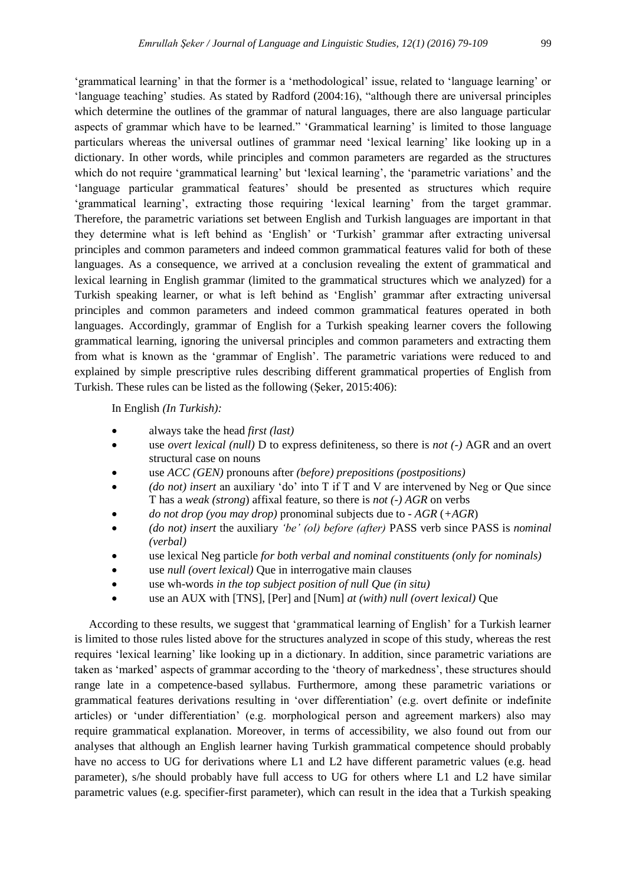'grammatical learning' in that the former is a 'methodological' issue, related to 'language learning' or 'language teaching' studies. As stated by Radford (2004:16), "although there are universal principles which determine the outlines of the grammar of natural languages, there are also language particular aspects of grammar which have to be learned." 'Grammatical learning' is limited to those language particulars whereas the universal outlines of grammar need 'lexical learning' like looking up in a dictionary. In other words, while principles and common parameters are regarded as the structures which do not require 'grammatical learning' but 'lexical learning', the 'parametric variations' and the 'language particular grammatical features' should be presented as structures which require 'grammatical learning', extracting those requiring 'lexical learning' from the target grammar. Therefore, the parametric variations set between English and Turkish languages are important in that they determine what is left behind as 'English' or 'Turkish' grammar after extracting universal principles and common parameters and indeed common grammatical features valid for both of these languages. As a consequence, we arrived at a conclusion revealing the extent of grammatical and lexical learning in English grammar (limited to the grammatical structures which we analyzed) for a Turkish speaking learner, or what is left behind as 'English' grammar after extracting universal principles and common parameters and indeed common grammatical features operated in both languages. Accordingly, grammar of English for a Turkish speaking learner covers the following grammatical learning, ignoring the universal principles and common parameters and extracting them from what is known as the 'grammar of English'. The parametric variations were reduced to and explained by simple prescriptive rules describing different grammatical properties of English from Turkish. These rules can be listed as the following (Şeker, 2015:406):

In English *(In Turkish):*

- always take the head *first (last)*
- use *overt lexical (null)* D to express definiteness, so there is *not (-)* AGR and an overt structural case on nouns
- use *ACC (GEN)* pronouns after *(before) prepositions (postpositions)*
- *(do not) insert* an auxiliary 'do' into T if T and V are intervened by Neg or Que since T has a *weak (strong)* affixal feature, so there is *not (-) AGR* on verbs
- *do not drop (you may drop)* pronominal subjects due to *- AGR* (*+AGR*)
- *(do not) insert* the auxiliary *'be' (ol) before (after)* PASS verb since PASS is *nominal (verbal)*
- use lexical Neg particle *for both verbal and nominal constituents (only for nominals)*
- use *null (overt lexical)* Que in interrogative main clauses
- use wh-words *in the top subject position of null Que (in situ)*
- use an AUX with [TNS], [Per] and [Num] *at (with) null (overt lexical)* Que

According to these results, we suggest that 'grammatical learning of English' for a Turkish learner is limited to those rules listed above for the structures analyzed in scope of this study, whereas the rest requires 'lexical learning' like looking up in a dictionary. In addition, since parametric variations are taken as 'marked' aspects of grammar according to the 'theory of markedness', these structures should range late in a competence-based syllabus. Furthermore, among these parametric variations or grammatical features derivations resulting in 'over differentiation' (e.g. overt definite or indefinite articles) or 'under differentiation' (e.g. morphological person and agreement markers) also may require grammatical explanation. Moreover, in terms of accessibility, we also found out from our analyses that although an English learner having Turkish grammatical competence should probably have no access to UG for derivations where L1 and L2 have different parametric values (e.g. head parameter), s/he should probably have full access to UG for others where L1 and L2 have similar parametric values (e.g. specifier-first parameter), which can result in the idea that a Turkish speaking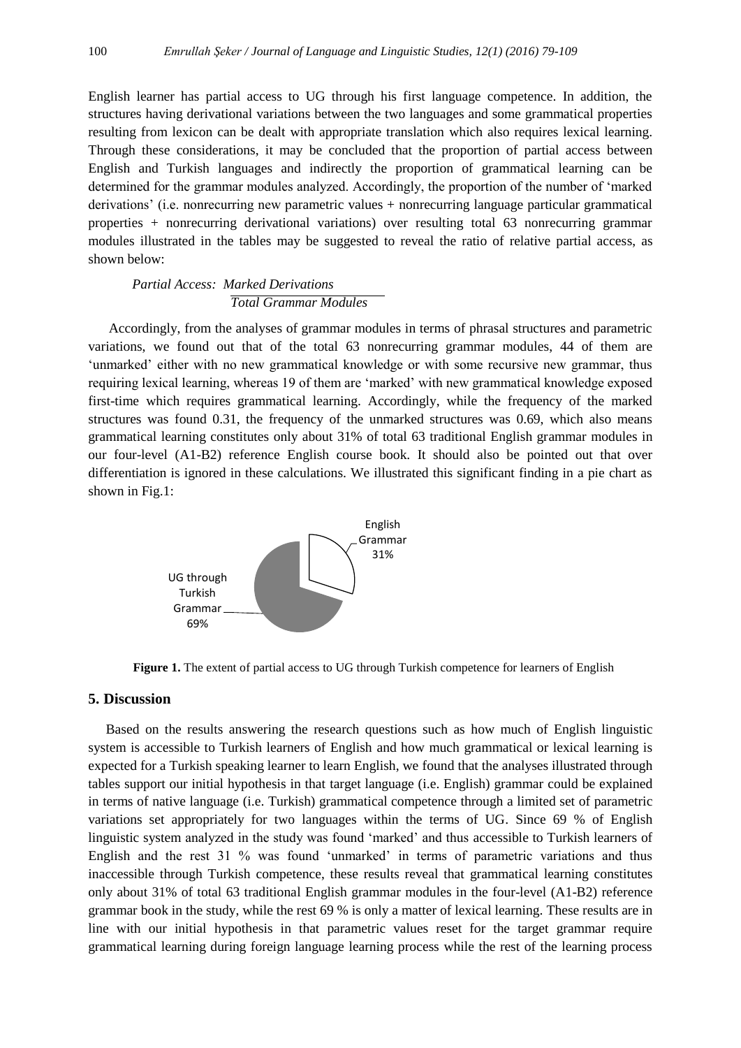English learner has partial access to UG through his first language competence. In addition, the structures having derivational variations between the two languages and some grammatical properties resulting from lexicon can be dealt with appropriate translation which also requires lexical learning. Through these considerations, it may be concluded that the proportion of partial access between English and Turkish languages and indirectly the proportion of grammatical learning can be determined for the grammar modules analyzed. Accordingly, the proportion of the number of 'marked derivations' (i.e. nonrecurring new parametric values + nonrecurring language particular grammatical properties + nonrecurring derivational variations) over resulting total 63 nonrecurring grammar modules illustrated in the tables may be suggested to reveal the ratio of relative partial access, as shown below:

$$\textit{Partial Access:} \; \frac{\textit{Marked Derivations}}{\textit{Total Grammar Modules}}$$

Accordingly, from the analyses of grammar modules in terms of phrasal structures and parametric variations, we found out that of the total 63 nonrecurring grammar modules, 44 of them are 'unmarked' either with no new grammatical knowledge or with some recursive new grammar, thus requiring lexical learning, whereas 19 of them are 'marked' with new grammatical knowledge exposed first-time which requires grammatical learning. Accordingly, while the frequency of the marked structures was found 0.31, the frequency of the unmarked structures was 0.69, which also means grammatical learning constitutes only about 31% of total 63 traditional English grammar modules in our four-level (A1-B2) reference English course book. It should also be pointed out that over differentiation is ignored in these calculations. We illustrated this significant finding in a pie chart as shown in Fig.1:

English Grammar 31%

UG through Turkish Grammar 69%

**Figure 1.** The extent of partial access to UG through Turkish competence for learners of English

## 5. Discussion

Based on the results answering the research questions such as how much of English linguistic system is accessible to Turkish learners of English and how much grammatical or lexical learning is expected for a Turkish speaking learner to learn English, we found that the analyses illustrated through tables support our initial hypothesis in that target language (i.e. English) grammar could be explained in terms of native language (i.e. Turkish) grammatical competence through a limited set of parametric variations set appropriately for two languages within the terms of UG. Since 69 % of English linguistic system analyzed in the study was found 'marked' and thus accessible to Turkish learners of English and the rest 31 % was found 'unmarked' in terms of parametric variations and thus inaccessible through Turkish competence, these results reveal that grammatical learning constitutes only about 31% of total 63 traditional English grammar modules in the four-level (A1-B2) reference grammar book in the study, while the rest 69 % is only a matter of lexical learning. These results are in line with our initial hypothesis in that parametric values reset for the target grammar require grammatical learning during foreign language learning process while the rest of the learning process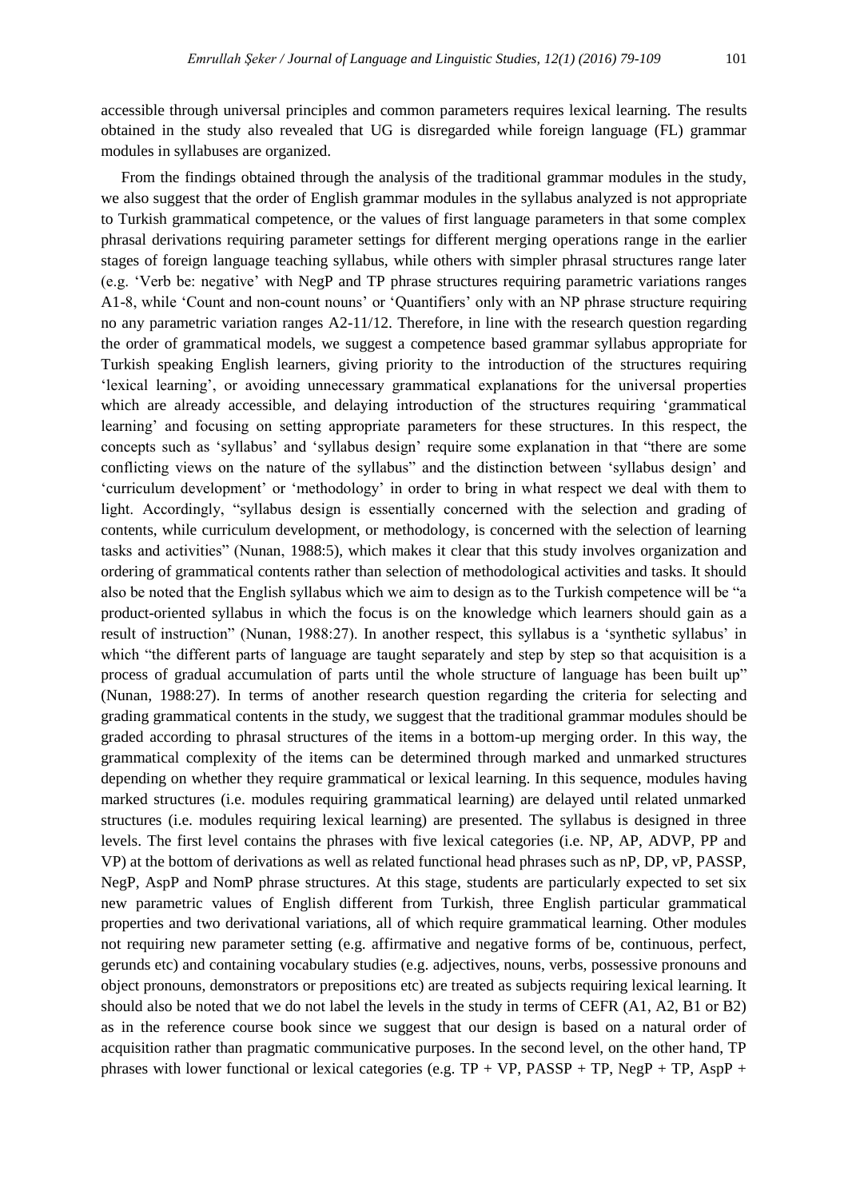accessible through universal principles and common parameters requires lexical learning. The results obtained in the study also revealed that UG is disregarded while foreign language (FL) grammar modules in syllabuses are organized.

From the findings obtained through the analysis of the traditional grammar modules in the study, we also suggest that the order of English grammar modules in the syllabus analyzed is not appropriate to Turkish grammatical competence, or the values of first language parameters in that some complex phrasal derivations requiring parameter settings for different merging operations range in the earlier stages of foreign language teaching syllabus, while others with simpler phrasal structures range later (e.g. 'Verb be: negative' with NegP and TP phrase structures requiring parametric variations ranges A1-8, while 'Count and non-count nouns' or 'Quantifiers' only with an NP phrase structure requiring no any parametric variation ranges A2-11/12. Therefore, in line with the research question regarding the order of grammatical models, we suggest a competence based grammar syllabus appropriate for Turkish speaking English learners, giving priority to the introduction of the structures requiring 'lexical learning', or avoiding unnecessary grammatical explanations for the universal properties which are already accessible, and delaying introduction of the structures requiring 'grammatical learning' and focusing on setting appropriate parameters for these structures. In this respect, the concepts such as 'syllabus' and 'syllabus design' require some explanation in that "there are some conflicting views on the nature of the syllabus" and the distinction between 'syllabus design' and 'curriculum development' or 'methodology' in order to bring in what respect we deal with them to light. Accordingly, "syllabus design is essentially concerned with the selection and grading of contents, while curriculum development, or methodology, is concerned with the selection of learning tasks and activities" (Nunan, 1988:5), which makes it clear that this study involves organization and ordering of grammatical contents rather than selection of methodological activities and tasks. It should also be noted that the English syllabus which we aim to design as to the Turkish competence will be "a product-oriented syllabus in which the focus is on the knowledge which learners should gain as a result of instruction" (Nunan, 1988:27). In another respect, this syllabus is a 'synthetic syllabus' in which "the different parts of language are taught separately and step by step so that acquisition is a process of gradual accumulation of parts until the whole structure of language has been built up" (Nunan, 1988:27). In terms of another research question regarding the criteria for selecting and grading grammatical contents in the study, we suggest that the traditional grammar modules should be graded according to phrasal structures of the items in a bottom-up merging order. In this way, the grammatical complexity of the items can be determined through marked and unmarked structures depending on whether they require grammatical or lexical learning. In this sequence, modules having marked structures (i.e. modules requiring grammatical learning) are delayed until related unmarked structures (i.e. modules requiring lexical learning) are presented. The syllabus is designed in three levels. The first level contains the phrases with five lexical categories (i.e. NP, AP, ADVP, PP and VP) at the bottom of derivations as well as related functional head phrases such as nP, DP, vP, PASSP, NegP, AspP and NomP phrase structures. At this stage, students are particularly expected to set six new parametric values of English different from Turkish, three English particular grammatical properties and two derivational variations, all of which require grammatical learning. Other modules not requiring new parameter setting (e.g. affirmative and negative forms of be, continuous, perfect, gerunds etc) and containing vocabulary studies (e.g. adjectives, nouns, verbs, possessive pronouns and object pronouns, demonstrators or prepositions etc) are treated as subjects requiring lexical learning. It should also be noted that we do not label the levels in the study in terms of CEFR (A1, A2, B1 or B2) as in the reference course book since we suggest that our design is based on a natural order of acquisition rather than pragmatic communicative purposes. In the second level, on the other hand, TP phrases with lower functional or lexical categories (e.g. TP + VP, PASSP + TP, NegP + TP, AspP +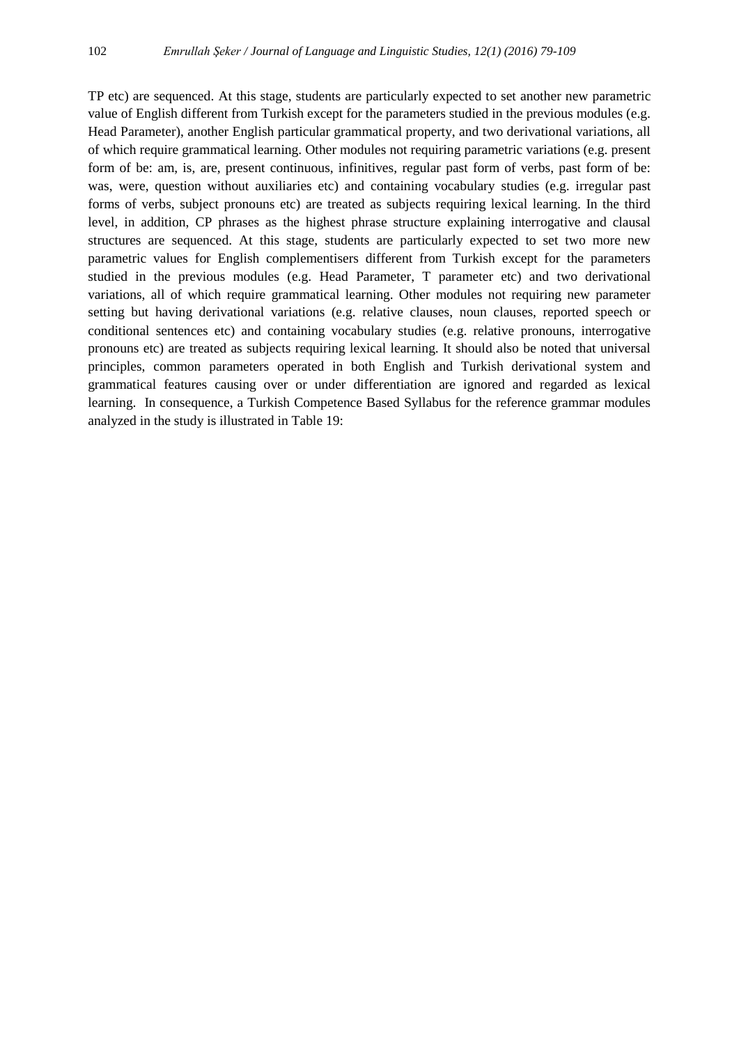TP etc) are sequenced. At this stage, students are particularly expected to set another new parametric value of English different from Turkish except for the parameters studied in the previous modules (e.g. Head Parameter), another English particular grammatical property, and two derivational variations, all of which require grammatical learning. Other modules not requiring parametric variations (e.g. present form of be: am, is, are, present continuous, infinitives, regular past form of verbs, past form of be: was, were, question without auxiliaries etc) and containing vocabulary studies (e.g. irregular past forms of verbs, subject pronouns etc) are treated as subjects requiring lexical learning. In the third level, in addition, CP phrases as the highest phrase structure explaining interrogative and clausal structures are sequenced. At this stage, students are particularly expected to set two more new parametric values for English complementisers different from Turkish except for the parameters studied in the previous modules (e.g. Head Parameter, T parameter etc) and two derivational variations, all of which require grammatical learning. Other modules not requiring new parameter setting but having derivational variations (e.g. relative clauses, noun clauses, reported speech or conditional sentences etc) and containing vocabulary studies (e.g. relative pronouns, interrogative pronouns etc) are treated as subjects requiring lexical learning. It should also be noted that universal principles, common parameters operated in both English and Turkish derivational system and grammatical features causing over or under differentiation are ignored and regarded as lexical learning. In consequence, a Turkish Competence Based Syllabus for the reference grammar modules analyzed in the study is illustrated in Table 19: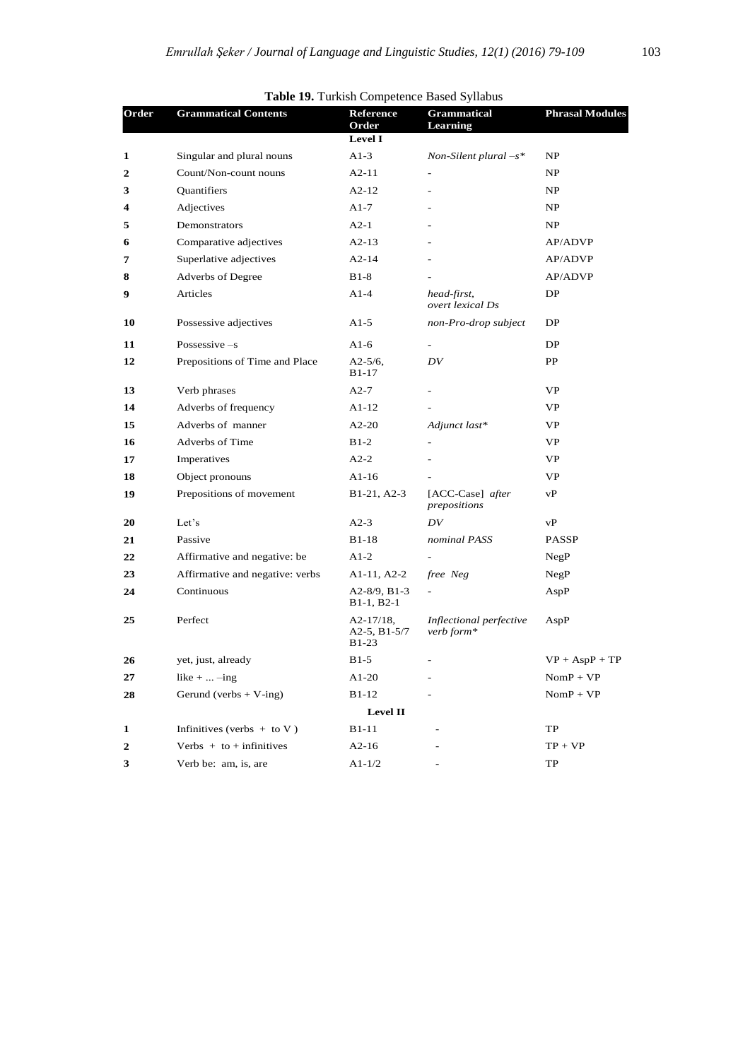**Table 19.** Turkish Competence Based Syllabus

| Order | Grammatical Contents | Reference Order | Grammatical Learning | Phrasal Modules |
|---|---|---|---|---|
| | | **Level I** | | |
| **1** | Singular and plural nouns | A1-3 | *Non-Silent plural –s** | NP |
| **2** | Count/Non-count nouns | A2-11 | - | NP |
| **3** | Quantifiers | A2-12 | - | NP |
| **4** | Adjectives | A1-7 | - | NP |
| **5** | Demonstrators | A2-1 | - | NP |
| **6** | Comparative adjectives | A2-13 | - | AP/ADVP |
| **7** | Superlative adjectives | A2-14 | - | AP/ADVP |
| **8** | Adverbs of Degree | B1-8 | - | AP/ADVP |
| **9** | Articles | A1-4 | *head-first, overt lexical Ds* | DP |
| **10** | Possessive adjectives | A1-5 | *non-Pro-drop subject* | DP |
| **11** | Possessive –s | A1-6 | - | DP |
| **12** | Prepositions of Time and Place | A2-5/6, B1-17 | *DV* | PP |
| **13** | Verb phrases | A2-7 | - | VP |
| **14** | Adverbs of frequency | A1-12 | - | VP |
| **15** | Adverbs of manner | A2-20 | *Adjunct last** | VP |
| **16** | Adverbs of Time | B1-2 | - | VP |
| **17** | Imperatives | A2-2 | - | VP |
| **18** | Object pronouns | A1-16 | - | VP |
| **19** | Prepositions of movement | B1-21, A2-3 | [ACC-Case] *after prepositions* | vP |
| **20** | Let's | A2-3 | *DV* | vP |
| **21** | Passive | B1-18 | *nominal PASS* | PASSP |
| **22** | Affirmative and negative: be | A1-2 | - | NegP |
| **23** | Affirmative and negative: verbs | A1-11, A2-2 | *free Neg* | NegP |
| **24** | Continuous | A2-8/9, B1-3 B1-1, B2-1 | - | AspP |
| **25** | Perfect | A2-17/18, A2-5, B1-5/7 B1-23 | *Inflectional perfective verb form** | AspP |
| **26** | yet, just, already | B1-5 | - | VP + AspP + TP |
| **27** | like + ... –ing | A1-20 | - | NomP + VP |
| **28** | Gerund (verbs + V-ing) | B1-12 | - | NomP + VP |
| | | **Level II** | | |
| **1** | Infinitives (verbs + to V ) | B1-11 | - | TP |
| **2** | Verbs + to + infinitives | A2-16 | - | TP + VP |
| **3** | Verb be: am, is, are | A1-1/2 | - | TP |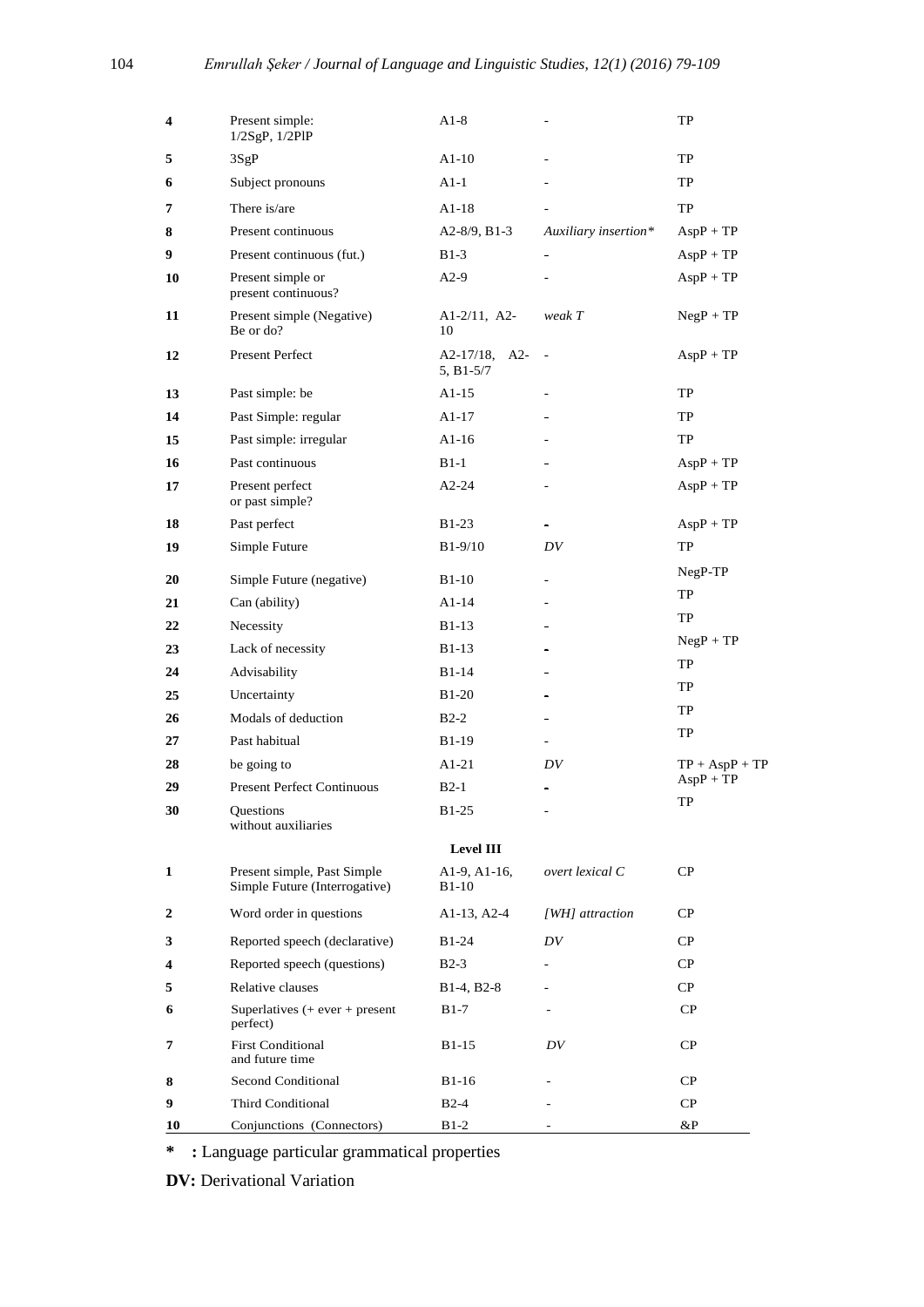| | | | | |
|---|---|---|---|---|
| **4** | Present simple: 1/2SgP, 1/2PlP | A1-8 | - | TP |
| **5** | 3SgP | A1-10 | - | TP |
| **6** | Subject pronouns | A1-1 | - | TP |
| **7** | There is/are | A1-18 | - | TP |
| **8** | Present continuous | A2-8/9, B1-3 | *Auxiliary insertion\** | AspP + TP |
| **9** | Present continuous (fut.) | B1-3 | - | AspP + TP |
| **10** | Present simple or present continuous? | A2-9 | - | AspP + TP |
| **11** | Present simple (Negative) Be or do? | A1-2/11, A2-10 | *weak T* | NegP + TP |
| **12** | Present Perfect | A2-17/18, A2-5, B1-5/7 | - | AspP + TP |
| **13** | Past simple: be | A1-15 | - | TP |
| **14** | Past Simple: regular | A1-17 | - | TP |
| **15** | Past simple: irregular | A1-16 | - | TP |
| **16** | Past continuous | B1-1 | - | AspP + TP |
| **17** | Present perfect or past simple? | A2-24 | - | AspP + TP |
| **18** | Past perfect | B1-23 | - | AspP + TP |
| **19** | Simple Future | B1-9/10 | *DV* | TP |
| **20** | Simple Future (negative) | B1-10 | - | NegP-TP |
| **21** | Can (ability) | A1-14 | - | TP |
| **22** | Necessity | B1-13 | - | TP |
| **23** | Lack of necessity | B1-13 | - | NegP + TP |
| **24** | Advisability | B1-14 | - | TP |
| **25** | Uncertainty | B1-20 | - | TP |
| **26** | Modals of deduction | B2-2 | - | TP |
| **27** | Past habitual | B1-19 | - | TP |
| **28** | be going to | A1-21 | *DV* | TP + AspP + TP |
| **29** | Present Perfect Continuous | B2-1 | - | AspP + TP |
| **30** | Questions without auxiliaries | B1-25 | - | TP |
| | | **Level III** | | |
| **1** | Present simple, Past Simple Simple Future (Interrogative) | A1-9, A1-16, B1-10 | *overt lexical C* | CP |
| **2** | Word order in questions | A1-13, A2-4 | *[WH] attraction* | CP |
| **3** | Reported speech (declarative) | B1-24 | *DV* | CP |
| **4** | Reported speech (questions) | B2-3 | - | CP |
| **5** | Relative clauses | B1-4, B2-8 | - | CP |
| **6** | Superlatives (+ ever + present perfect) | B1-7 | - | CP |
| **7** | First Conditional and future time | B1-15 | *DV* | CP |
| **8** | Second Conditional | B1-16 | - | CP |
| **9** | Third Conditional | B2-4 | - | CP |
| **10** | Conjunctions (Connectors) | B1-2 | - | &P |

**\*** **:** Language particular grammatical properties

**DV:** Derivational Variation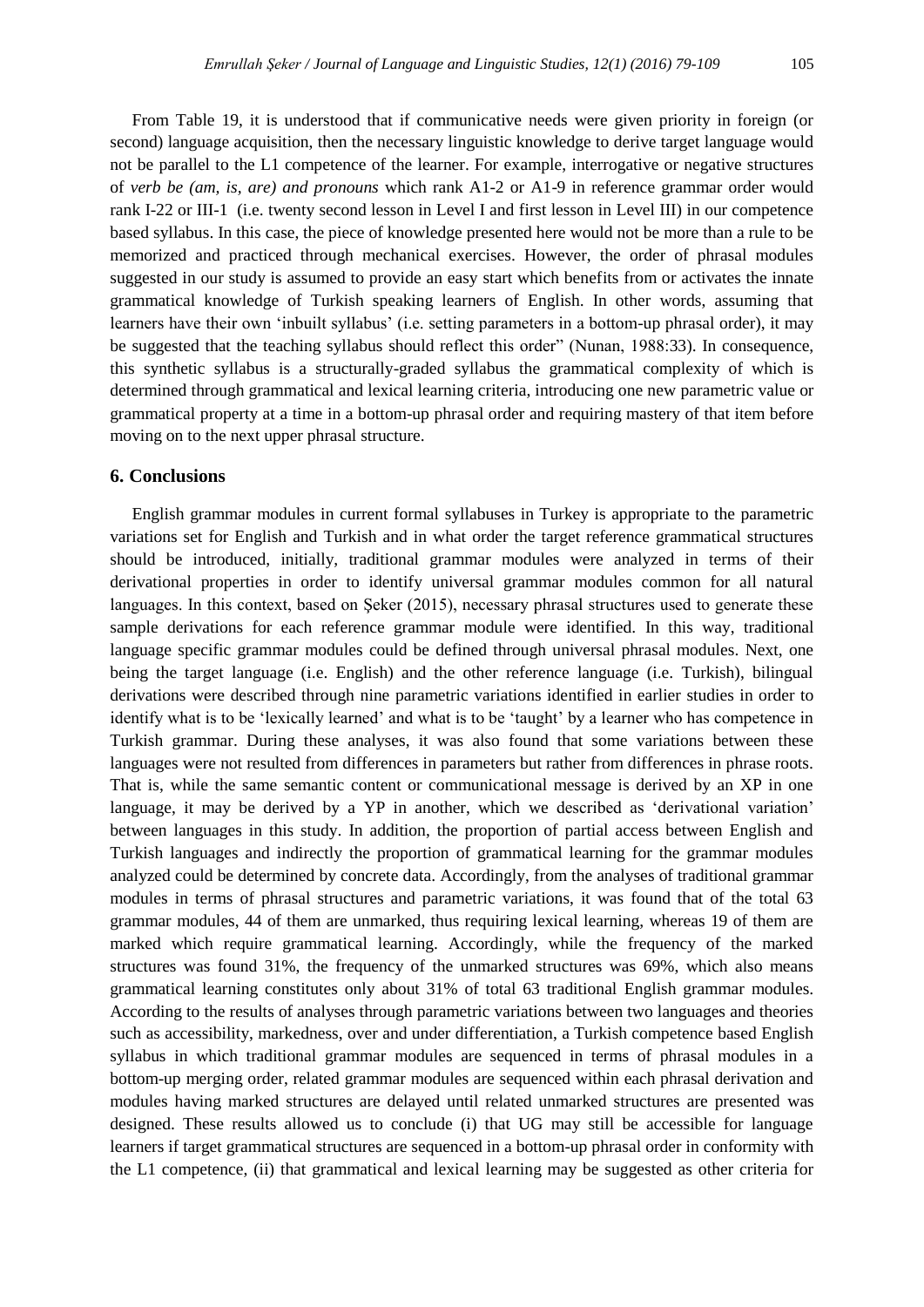From Table 19, it is understood that if communicative needs were given priority in foreign (or second) language acquisition, then the necessary linguistic knowledge to derive target language would not be parallel to the L1 competence of the learner. For example, interrogative or negative structures of *verb be (am, is, are) and pronouns* which rank A1-2 or A1-9 in reference grammar order would rank I-22 or III-1 (i.e. twenty second lesson in Level I and first lesson in Level III) in our competence based syllabus. In this case, the piece of knowledge presented here would not be more than a rule to be memorized and practiced through mechanical exercises. However, the order of phrasal modules suggested in our study is assumed to provide an easy start which benefits from or activates the innate grammatical knowledge of Turkish speaking learners of English. In other words, assuming that learners have their own 'inbuilt syllabus' (i.e. setting parameters in a bottom-up phrasal order), it may be suggested that the teaching syllabus should reflect this order" (Nunan, 1988:33). In consequence, this synthetic syllabus is a structurally-graded syllabus the grammatical complexity of which is determined through grammatical and lexical learning criteria, introducing one new parametric value or grammatical property at a time in a bottom-up phrasal order and requiring mastery of that item before moving on to the next upper phrasal structure.

## 6. Conclusions

English grammar modules in current formal syllabuses in Turkey is appropriate to the parametric variations set for English and Turkish and in what order the target reference grammatical structures should be introduced, initially, traditional grammar modules were analyzed in terms of their derivational properties in order to identify universal grammar modules common for all natural languages. In this context, based on Şeker (2015), necessary phrasal structures used to generate these sample derivations for each reference grammar module were identified. In this way, traditional language specific grammar modules could be defined through universal phrasal modules. Next, one being the target language (i.e. English) and the other reference language (i.e. Turkish), bilingual derivations were described through nine parametric variations identified in earlier studies in order to identify what is to be 'lexically learned' and what is to be 'taught' by a learner who has competence in Turkish grammar. During these analyses, it was also found that some variations between these languages were not resulted from differences in parameters but rather from differences in phrase roots. That is, while the same semantic content or communicational message is derived by an XP in one language, it may be derived by a YP in another, which we described as 'derivational variation' between languages in this study. In addition, the proportion of partial access between English and Turkish languages and indirectly the proportion of grammatical learning for the grammar modules analyzed could be determined by concrete data. Accordingly, from the analyses of traditional grammar modules in terms of phrasal structures and parametric variations, it was found that of the total 63 grammar modules, 44 of them are unmarked, thus requiring lexical learning, whereas 19 of them are marked which require grammatical learning. Accordingly, while the frequency of the marked structures was found 31%, the frequency of the unmarked structures was 69%, which also means grammatical learning constitutes only about 31% of total 63 traditional English grammar modules. According to the results of analyses through parametric variations between two languages and theories such as accessibility, markedness, over and under differentiation, a Turkish competence based English syllabus in which traditional grammar modules are sequenced in terms of phrasal modules in a bottom-up merging order, related grammar modules are sequenced within each phrasal derivation and modules having marked structures are delayed until related unmarked structures are presented was designed. These results allowed us to conclude (i) that UG may still be accessible for language learners if target grammatical structures are sequenced in a bottom-up phrasal order in conformity with the L1 competence, (ii) that grammatical and lexical learning may be suggested as other criteria for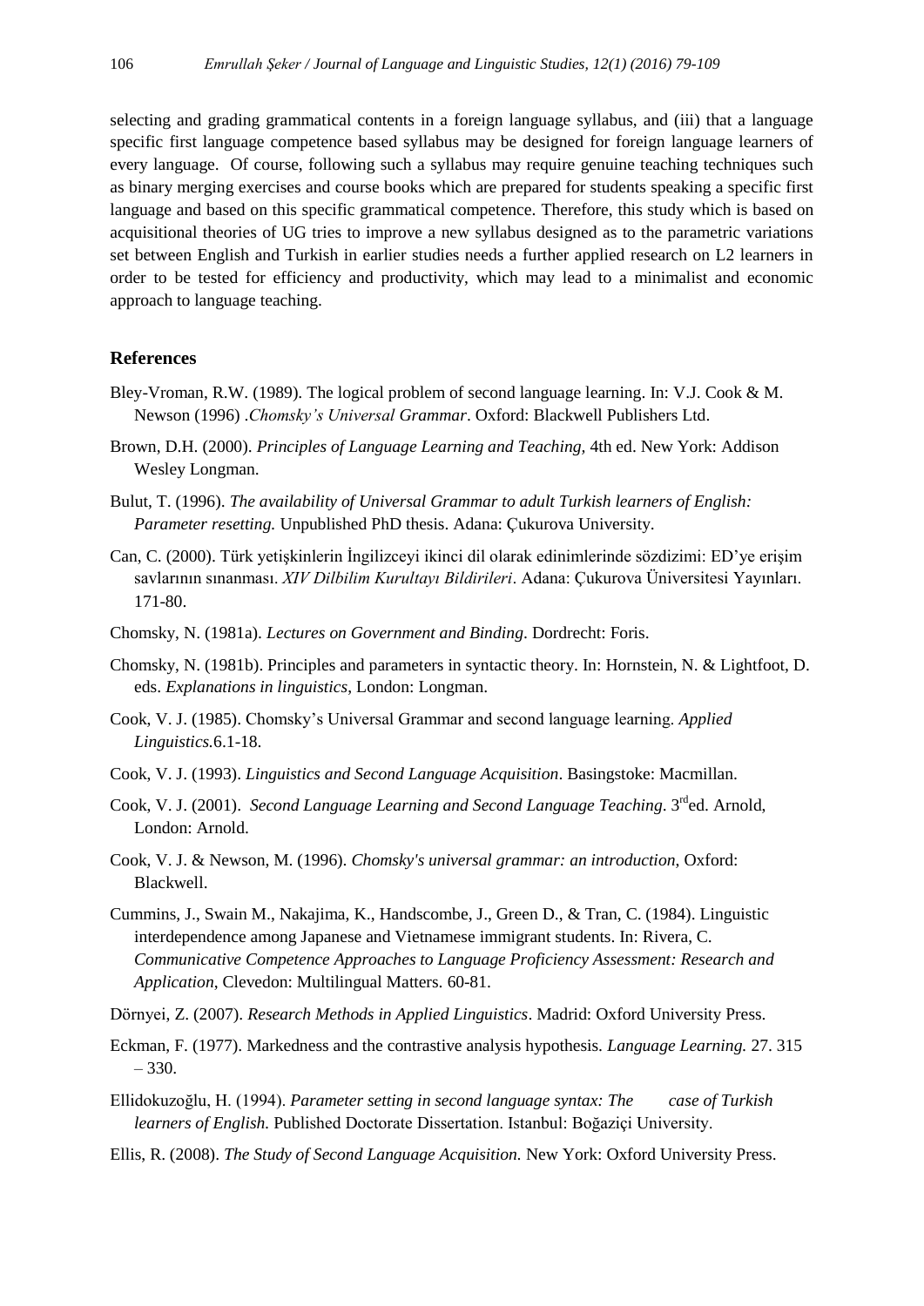selecting and grading grammatical contents in a foreign language syllabus, and (iii) that a language specific first language competence based syllabus may be designed for foreign language learners of every language. Of course, following such a syllabus may require genuine teaching techniques such as binary merging exercises and course books which are prepared for students speaking a specific first language and based on this specific grammatical competence. Therefore, this study which is based on acquisitional theories of UG tries to improve a new syllabus designed as to the parametric variations set between English and Turkish in earlier studies needs a further applied research on L2 learners in order to be tested for efficiency and productivity, which may lead to a minimalist and economic approach to language teaching.

## References

Bley-Vroman, R.W. (1989). The logical problem of second language learning. In: V.J. Cook & M. Newson (1996) .*Chomsky's Universal Grammar*. Oxford: Blackwell Publishers Ltd.

Brown, D.H. (2000). *Principles of Language Learning and Teaching*, 4th ed. New York: Addison Wesley Longman.

Bulut, T. (1996). *The availability of Universal Grammar to adult Turkish learners of English: Parameter resetting.* Unpublished PhD thesis. Adana: Çukurova University.

Can, C. (2000). Türk yetişkinlerin İngilizceyi ikinci dil olarak edinimlerinde sözdizimi: ED'ye erişim savlarının sınanması. *XIV Dilbilim Kurultayı Bildirileri*. Adana: Çukurova Üniversitesi Yayınları. 171-80.

Chomsky, N. (1981a). *Lectures on Government and Binding*. Dordrecht: Foris.

Chomsky, N. (1981b). Principles and parameters in syntactic theory. In: Hornstein, N. & Lightfoot, D. eds. *Explanations in linguistics*, London: Longman.

Cook, V. J. (1985). Chomsky's Universal Grammar and second language learning. *Applied Linguistics.*6.1-18.

Cook, V. J. (1993). *Linguistics and Second Language Acquisition*. Basingstoke: Macmillan.

Cook, V. J. (2001). *Second Language Learning and Second Language Teaching*. 3rd ed. Arnold, London: Arnold.

Cook, V. J. & Newson, M. (1996). *Chomsky's universal grammar: an introduction*, Oxford: Blackwell.

Cummins, J., Swain M., Nakajima, K., Handscombe, J., Green D., & Tran, C. (1984). Linguistic interdependence among Japanese and Vietnamese immigrant students. In: Rivera, C. *Communicative Competence Approaches to Language Proficiency Assessment: Research and Application*, Clevedon: Multilingual Matters. 60-81.

Dörnyei, Z. (2007). *Research Methods in Applied Linguistics*. Madrid: Oxford University Press.

Eckman, F. (1977). Markedness and the contrastive analysis hypothesis. *Language Learning.* 27. 315 – 330.

Ellidokuzoğlu, H. (1994). *Parameter setting in second language syntax: The case of Turkish learners of English.* Published Doctorate Dissertation. Istanbul: Boğaziçi University.

Ellis, R. (2008). *The Study of Second Language Acquisition.* New York: Oxford University Press.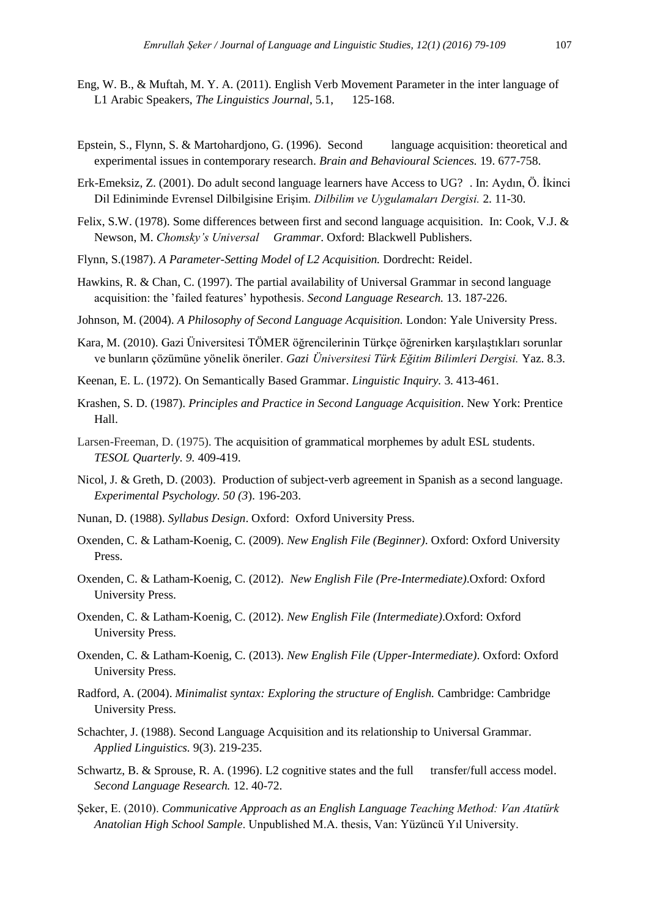Eng, W. B., & Muftah, M. Y. A. (2011). English Verb Movement Parameter in the inter language of L1 Arabic Speakers, *The Linguistics Journal*, 5.1, 125-168.

Epstein, S., Flynn, S. & Martohardjono, G. (1996). Second language acquisition: theoretical and experimental issues in contemporary research. *Brain and Behavioural Sciences.* 19. 677-758.

Erk-Emeksiz, Z. (2001). Do adult second language learners have Access to UG? . In: Aydın, Ö. İkinci Dil Ediniminde Evrensel Dilbilgisine Erişim. *Dilbilim ve Uygulamaları Dergisi.* 2. 11-30.

Felix, S.W. (1978). Some differences between first and second language acquisition. In: Cook, V.J. & Newson, M. *Chomsky's Universal Grammar*. Oxford: Blackwell Publishers.

Flynn, S.(1987). *A Parameter-Setting Model of L2 Acquisition.* Dordrecht: Reidel.

Hawkins, R. & Chan, C. (1997). The partial availability of Universal Grammar in second language acquisition: the 'failed features' hypothesis. *Second Language Research.* 13. 187-226.

Johnson, M. (2004). *A Philosophy of Second Language Acquisition.* London: Yale University Press.

Kara, M. (2010). Gazi Üniversitesi TÖMER öğrencilerinin Türkçe öğrenirken karşılaştıkları sorunlar ve bunların çözümüne yönelik öneriler. *Gazi Üniversitesi Türk Eğitim Bilimleri Dergisi.* Yaz. 8.3.

Keenan, E. L. (1972). On Semantically Based Grammar. *Linguistic Inquiry.* 3. 413-461.

Krashen, S. D. (1987). *Principles and Practice in Second Language Acquisition*. New York: Prentice Hall.

Larsen-Freeman, D. (1975). The acquisition of grammatical morphemes by adult ESL students. *TESOL Quarterly. 9.* 409-419.

Nicol, J. & Greth, D. (2003). Production of subject-verb agreement in Spanish as a second language. *Experimental Psychology. 50 (3*). 196-203.

Nunan, D. (1988). *Syllabus Design*. Oxford: Oxford University Press.

Oxenden, C. & Latham-Koenig, C. (2009). *New English File (Beginner)*. Oxford: Oxford University Press.

Oxenden, C. & Latham-Koenig, C. (2012). *New English File (Pre-Intermediate)*.Oxford: Oxford University Press.

Oxenden, C. & Latham-Koenig, C. (2012). *New English File (Intermediate)*.Oxford: Oxford University Press.

Oxenden, C. & Latham-Koenig, C. (2013). *New English File (Upper-Intermediate)*. Oxford: Oxford University Press.

Radford, A. (2004). *Minimalist syntax: Exploring the structure of English.* Cambridge: Cambridge University Press.

Schachter, J. (1988). Second Language Acquisition and its relationship to Universal Grammar. *Applied Linguistics.* 9(3). 219-235.

Schwartz, B. & Sprouse, R. A. (1996). L2 cognitive states and the full transfer/full access model. *Second Language Research.* 12. 40-72.

Şeker, E. (2010). *Communicative Approach as an English Language Teaching Method: Van Atatürk Anatolian High School Sample*. Unpublished M.A. thesis, Van: Yüzüncü Yıl University.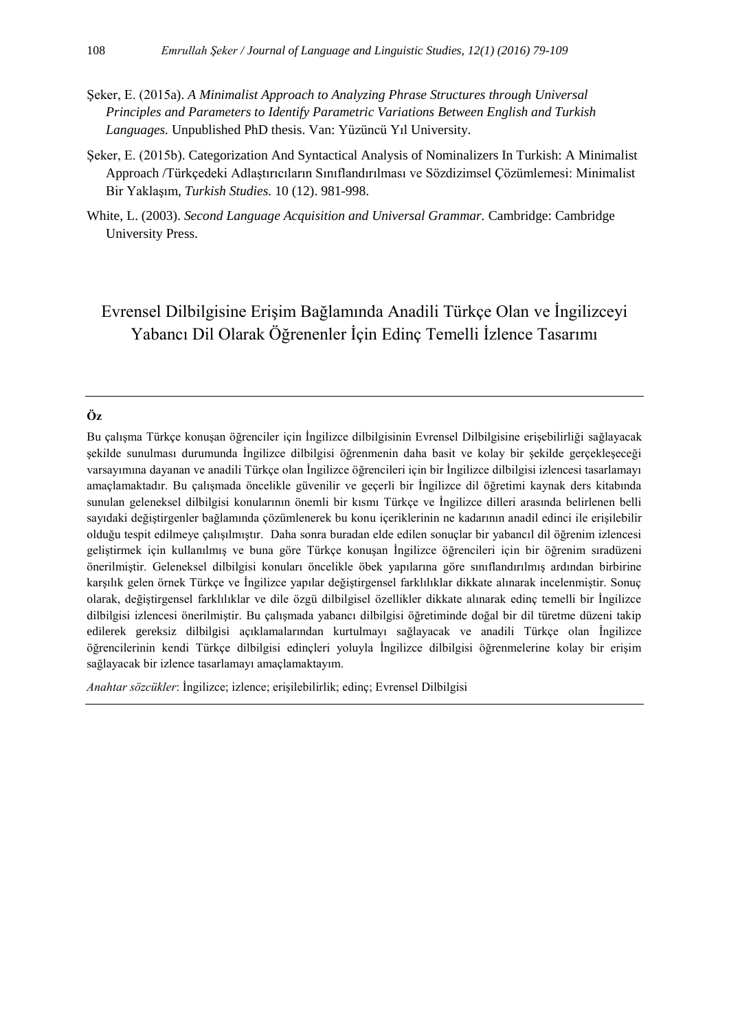Şeker, E. (2015a). *A Minimalist Approach to Analyzing Phrase Structures through Universal Principles and Parameters to Identify Parametric Variations Between English and Turkish Languages.* Unpublished PhD thesis. Van: Yüzüncü Yıl University.

Şeker, E. (2015b). Categorization And Syntactical Analysis of Nominalizers In Turkish: A Minimalist Approach /Türkçedeki Adlaştırıcıların Sınıflandırılması ve Sözdizimsel Çözümlemesi: Minimalist Bir Yaklaşım, *Turkish Studies.* 10 (12). 981-998.

White, L. (2003). *Second Language Acquisition and Universal Grammar.* Cambridge: Cambridge University Press.

# Evrensel Dilbilgisine Erişim Bağlamında Anadili Türkçe Olan ve İngilizceyi Yabancı Dil Olarak Öğrenenler İçin Edinç Temelli İzlence Tasarımı

**Öz**

Bu çalışma Türkçe konuşan öğrenciler için İngilizce dilbilgisinin Evrensel Dilbilgisine erişebilirliği sağlayacak şekilde sunulması durumunda İngilizce dilbilgisi öğrenmenin daha basit ve kolay bir şekilde gerçekleşeceği varsayımına dayanan ve anadili Türkçe olan İngilizce öğrencileri için bir İngilizce dilbilgisi izlencesi tasarlamayı amaçlamaktadır. Bu çalışmada öncelikle güvenilir ve geçerli bir İngilizce dil öğretimi kaynak ders kitabında sunulan geleneksel dilbilgisi konularının önemli bir kısmı Türkçe ve İngilizce dilleri arasında belirlenen belli sayıdaki değiştirgenler bağlamında çözümlenerek bu konu içeriklerinin ne kadarının anadil edinci ile erişilebilir olduğu tespit edilmeye çalışılmıştır. Daha sonra buradan elde edilen sonuçlar bir yabancıl dil öğrenim izlencesi geliştirmek için kullanılmış ve buna göre Türkçe konuşan İngilizce öğrencileri için bir öğrenim sıradüzeni önerilmiştir. Geleneksel dilbilgisi konuları öncelikle öbek yapılarına göre sınıflandırılmış ardından birbirine karşılık gelen örnek Türkçe ve İngilizce yapılar değiştirgensel farklılıklar dikkate alınarak incelenmiştir. Sonuç olarak, değiştirgensel farklılıklar ve dile özgü dilbilgisel özellikler dikkate alınarak edinç temelli bir İngilizce dilbilgisi izlencesi önerilmiştir. Bu çalışmada yabancı dilbilgisi öğretiminde doğal bir dil türetme düzeni takip edilerek gereksiz dilbilgisi açıklamalarından kurtulmayı sağlayacak ve anadili Türkçe olan İngilizce öğrencilerinin kendi Türkçe dilbilgisi edinçleri yoluyla İngilizce dilbilgisi öğrenmelerine kolay bir erişim sağlayacak bir izlence tasarlamayı amaçlamaktayım.

*Anahtar sözcükler*: İngilizce; izlence; erişilebilirlik; edinç; Evrensel Dilbilgisi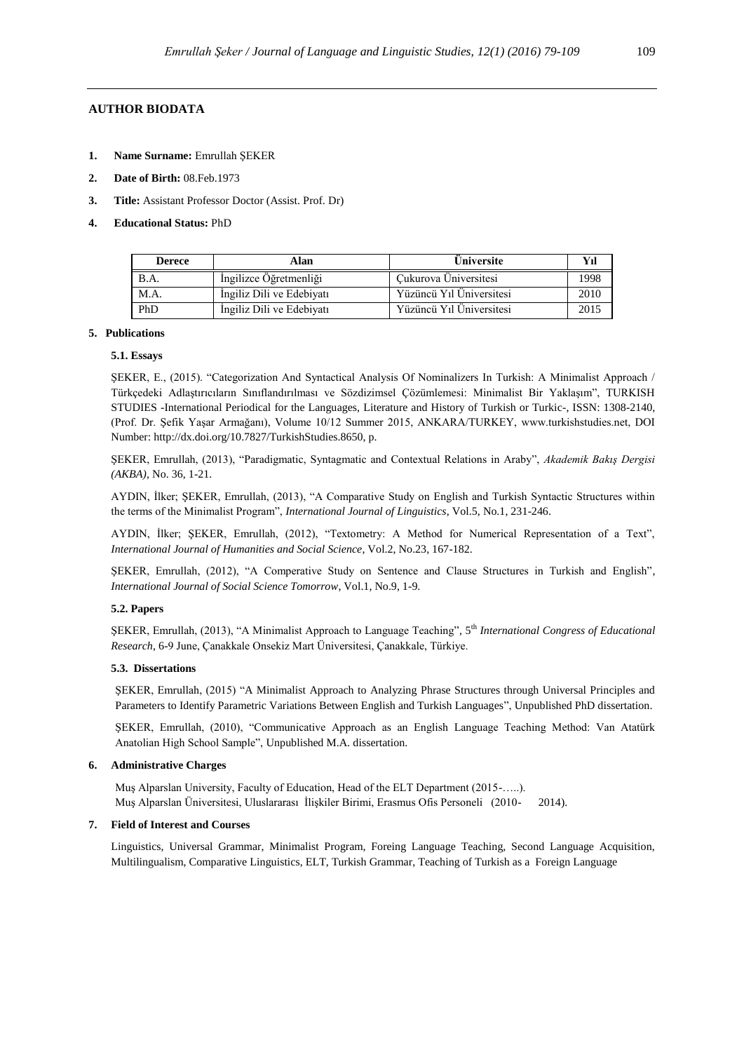## AUTHOR BIODATA

1. **Name Surname:** Emrullah ŞEKER
2. **Date of Birth:** 08.Feb.1973
3. **Title:** Assistant Professor Doctor (Assist. Prof. Dr)
4. **Educational Status:** PhD

| Derece | Alan | Üniversite | Yıl |
|---|---|---|---|
| B.A. | İngilizce Öğretmenliği | Çukurova Üniversitesi | 1998 |
| M.A. | İngiliz Dili ve Edebiyatı | Yüzüncü Yıl Üniversitesi | 2010 |
| PhD | İngiliz Dili ve Edebiyatı | Yüzüncü Yıl Üniversitesi | 2015 |

5. **Publications**

### 5.1. Essays

ŞEKER, E., (2015). "Categorization And Syntactical Analysis Of Nominalizers In Turkish: A Minimalist Approach / Türkçedeki Adlaştırıcıların Sınıflandırılması ve Sözdizimsel Çözümlemesi: Minimalist Bir Yaklaşım", TURKISH STUDIES -International Periodical for the Languages, Literature and History of Turkish or Turkic-, ISSN: 1308-2140, (Prof. Dr. Şefik Yaşar Armağanı), Volume 10/12 Summer 2015, ANKARA/TURKEY, www.turkishstudies.net, DOI Number: http://dx.doi.org/10.7827/TurkishStudies.8650, p.

ŞEKER, Emrullah, (2013), "Paradigmatic, Syntagmatic and Contextual Relations in Araby", *Akademik Bakış Dergisi (AKBA)*, No. 36, 1-21.

AYDIN, İlker; ŞEKER, Emrullah, (2013), "A Comparative Study on English and Turkish Syntactic Structures within the terms of the Minimalist Program", *International Journal of Linguistics*, Vol.5, No.1, 231-246.

AYDIN, İlker; ŞEKER, Emrullah, (2012), "Textometry: A Method for Numerical Representation of a Text", *International Journal of Humanities and Social Science*, Vol.2, No.23, 167-182.

ŞEKER, Emrullah, (2012), "A Comperative Study on Sentence and Clause Structures in Turkish and English", *International Journal of Social Science Tomorrow*, Vol.1, No.9, 1-9.

### 5.2. Papers

ŞEKER, Emrullah, (2013), "A Minimalist Approach to Language Teaching", 5th *International Congress of Educational Research*, 6-9 June, Çanakkale Onsekiz Mart Üniversitesi, Çanakkale, Türkiye.

### 5.3. Dissertations

ŞEKER, Emrullah, (2015) "A Minimalist Approach to Analyzing Phrase Structures through Universal Principles and Parameters to Identify Parametric Variations Between English and Turkish Languages", Unpublished PhD dissertation.

ŞEKER, Emrullah, (2010), "Communicative Approach as an English Language Teaching Method: Van Atatürk Anatolian High School Sample", Unpublished M.A. dissertation.

6. **Administrative Charges**

Muş Alparslan University, Faculty of Education, Head of the ELT Department (2015-…..).
Muş Alparslan Üniversitesi, Uluslararası İlişkiler Birimi, Erasmus Ofis Personeli (2010- 2014).

7. **Field of Interest and Courses**

Linguistics, Universal Grammar, Minimalist Program, Foreing Language Teaching, Second Language Acquisition, Multilingualism, Comparative Linguistics, ELT, Turkish Grammar, Teaching of Turkish as a Foreign Language